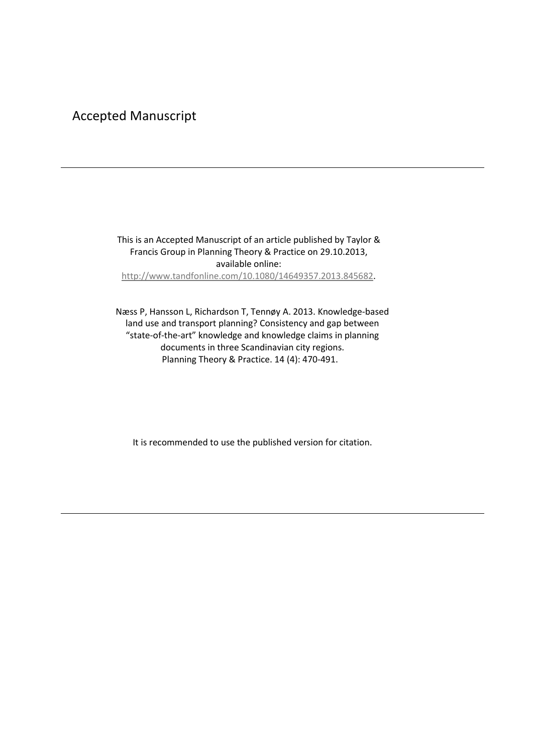# Accepted Manuscript

---

This is an Accepted Manuscript of an article published by Taylor & Francis Group in Planning Theory & Practice on 29.10.2013, available online: [http://www.tandfonline.com/10.1080/14649357.2013.845682](http://www.tandfonline.com/10.1080/14649357.2013.845682).

Næss P, Hansson L, Richardson T, Tennøy A. 2013. Knowledge-based land use and transport planning? Consistency and gap between "state-of-the-art" knowledge and knowledge claims in planning documents in three Scandinavian city regions. Planning Theory & Practice. 14 (4): 470-491.

It is recommended to use the published version for citation.

---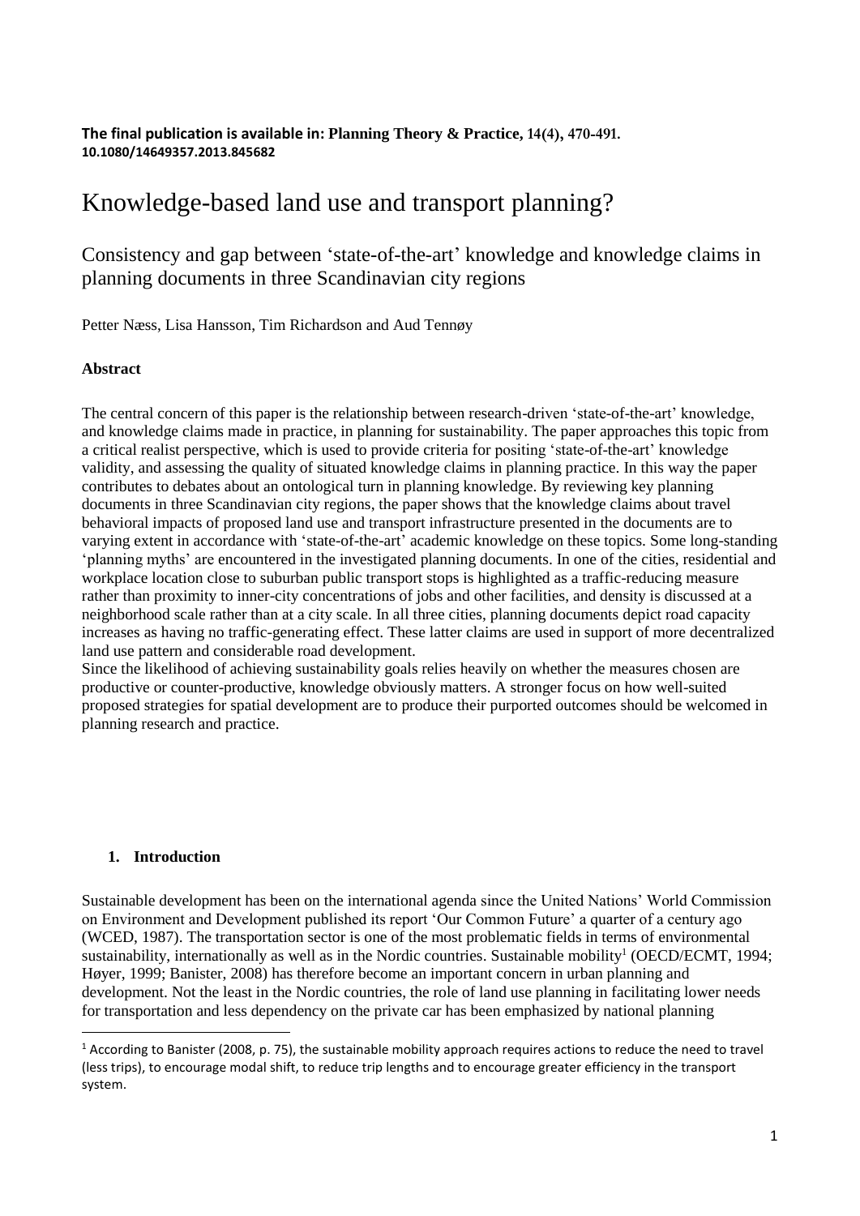**The final publication is available in: Planning Theory & Practice, 14(4), 470-491. 10.1080/14649357.2013.845682**

# Knowledge-based land use and transport planning?

## Consistency and gap between 'state-of-the-art' knowledge and knowledge claims in planning documents in three Scandinavian city regions

Petter Næss, Lisa Hansson, Tim Richardson and Aud Tennøy

### Abstract

The central concern of this paper is the relationship between research-driven 'state-of-the-art' knowledge, and knowledge claims made in practice, in planning for sustainability. The paper approaches this topic from a critical realist perspective, which is used to provide criteria for positing 'state-of-the-art' knowledge validity, and assessing the quality of situated knowledge claims in planning practice. In this way the paper contributes to debates about an ontological turn in planning knowledge. By reviewing key planning documents in three Scandinavian city regions, the paper shows that the knowledge claims about travel behavioral impacts of proposed land use and transport infrastructure presented in the documents are to varying extent in accordance with 'state-of-the-art' academic knowledge on these topics. Some long-standing 'planning myths' are encountered in the investigated planning documents. In one of the cities, residential and workplace location close to suburban public transport stops is highlighted as a traffic-reducing measure rather than proximity to inner-city concentrations of jobs and other facilities, and density is discussed at a neighborhood scale rather than at a city scale. In all three cities, planning documents depict road capacity increases as having no traffic-generating effect. These latter claims are used in support of more decentralized land use pattern and considerable road development.

Since the likelihood of achieving sustainability goals relies heavily on whether the measures chosen are productive or counter-productive, knowledge obviously matters. A stronger focus on how well-suited proposed strategies for spatial development are to produce their purported outcomes should be welcomed in planning research and practice.

### 1. Introduction

Sustainable development has been on the international agenda since the United Nations' World Commission on Environment and Development published its report 'Our Common Future' a quarter of a century ago (WCED, 1987). The transportation sector is one of the most problematic fields in terms of environmental sustainability, internationally as well as in the Nordic countries. Sustainable mobility[1] (OECD/ECMT, 1994; Høyer, 1999; Banister, 2008) has therefore become an important concern in urban planning and development. Not the least in the Nordic countries, the role of land use planning in facilitating lower needs for transportation and less dependency on the private car has been emphasized by national planning

---

[1] According to Banister (2008, p. 75), the sustainable mobility approach requires actions to reduce the need to travel (less trips), to encourage modal shift, to reduce trip lengths and to encourage greater efficiency in the transport system.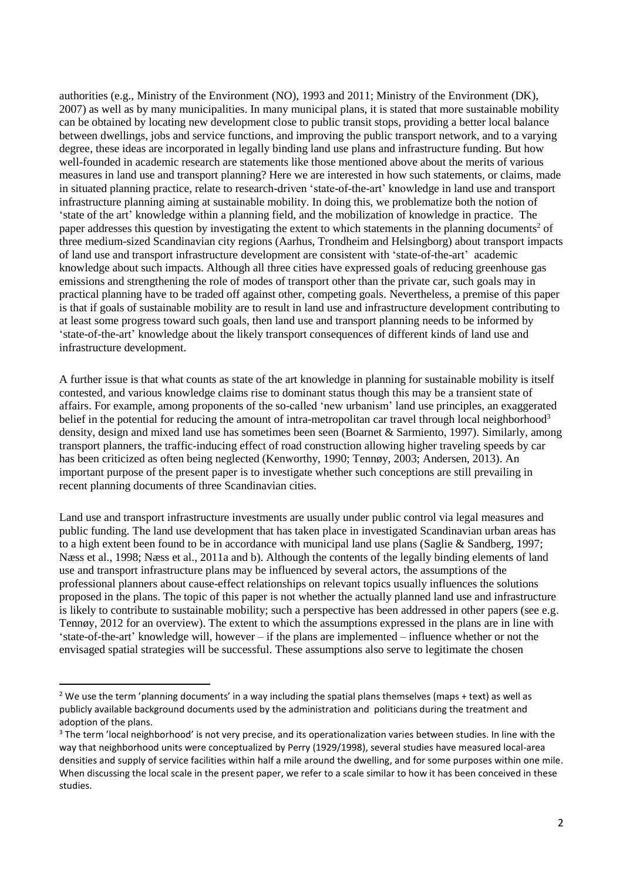authorities (e.g., Ministry of the Environment (NO), 1993 and 2011; Ministry of the Environment (DK), 2007) as well as by many municipalities. In many municipal plans, it is stated that more sustainable mobility can be obtained by locating new development close to public transit stops, providing a better local balance between dwellings, jobs and service functions, and improving the public transport network, and to a varying degree, these ideas are incorporated in legally binding land use plans and infrastructure funding. But how well-founded in academic research are statements like those mentioned above about the merits of various measures in land use and transport planning? Here we are interested in how such statements, or claims, made in situated planning practice, relate to research-driven 'state-of-the-art' knowledge in land use and transport infrastructure planning aiming at sustainable mobility. In doing this, we problematize both the notion of 'state of the art' knowledge within a planning field, and the mobilization of knowledge in practice. The paper addresses this question by investigating the extent to which statements in the planning documents[2] of three medium-sized Scandinavian city regions (Aarhus, Trondheim and Helsingborg) about transport impacts of land use and transport infrastructure development are consistent with 'state-of-the-art' academic knowledge about such impacts. Although all three cities have expressed goals of reducing greenhouse gas emissions and strengthening the role of modes of transport other than the private car, such goals may in practical planning have to be traded off against other, competing goals. Nevertheless, a premise of this paper is that if goals of sustainable mobility are to result in land use and infrastructure development contributing to at least some progress toward such goals, then land use and transport planning needs to be informed by 'state-of-the-art' knowledge about the likely transport consequences of different kinds of land use and infrastructure development.

A further issue is that what counts as state of the art knowledge in planning for sustainable mobility is itself contested, and various knowledge claims rise to dominant status though this may be a transient state of affairs. For example, among proponents of the so-called 'new urbanism' land use principles, an exaggerated belief in the potential for reducing the amount of intra-metropolitan car travel through local neighborhood[3] density, design and mixed land use has sometimes been seen (Boarnet & Sarmiento, 1997). Similarly, among transport planners, the traffic-inducing effect of road construction allowing higher traveling speeds by car has been criticized as often being neglected (Kenworthy, 1990; Tennøy, 2003; Andersen, 2013). An important purpose of the present paper is to investigate whether such conceptions are still prevailing in recent planning documents of three Scandinavian cities.

Land use and transport infrastructure investments are usually under public control via legal measures and public funding. The land use development that has taken place in investigated Scandinavian urban areas has to a high extent been found to be in accordance with municipal land use plans (Saglie & Sandberg, 1997; Næss et al., 1998; Næss et al., 2011a and b). Although the contents of the legally binding elements of land use and transport infrastructure plans may be influenced by several actors, the assumptions of the professional planners about cause-effect relationships on relevant topics usually influences the solutions proposed in the plans. The topic of this paper is not whether the actually planned land use and infrastructure is likely to contribute to sustainable mobility; such a perspective has been addressed in other papers (see e.g. Tennøy, 2012 for an overview). The extent to which the assumptions expressed in the plans are in line with 'state-of-the-art' knowledge will, however – if the plans are implemented – influence whether or not the envisaged spatial strategies will be successful. These assumptions also serve to legitimate the chosen

[2] We use the term 'planning documents' in a way including the spatial plans themselves (maps + text) as well as publicly available background documents used by the administration and politicians during the treatment and adoption of the plans.

[3] The term 'local neighborhood' is not very precise, and its operationalization varies between studies. In line with the way that neighborhood units were conceptualized by Perry (1929/1998), several studies have measured local-area densities and supply of service facilities within half a mile around the dwelling, and for some purposes within one mile. When discussing the local scale in the present paper, we refer to a scale similar to how it has been conceived in these studies.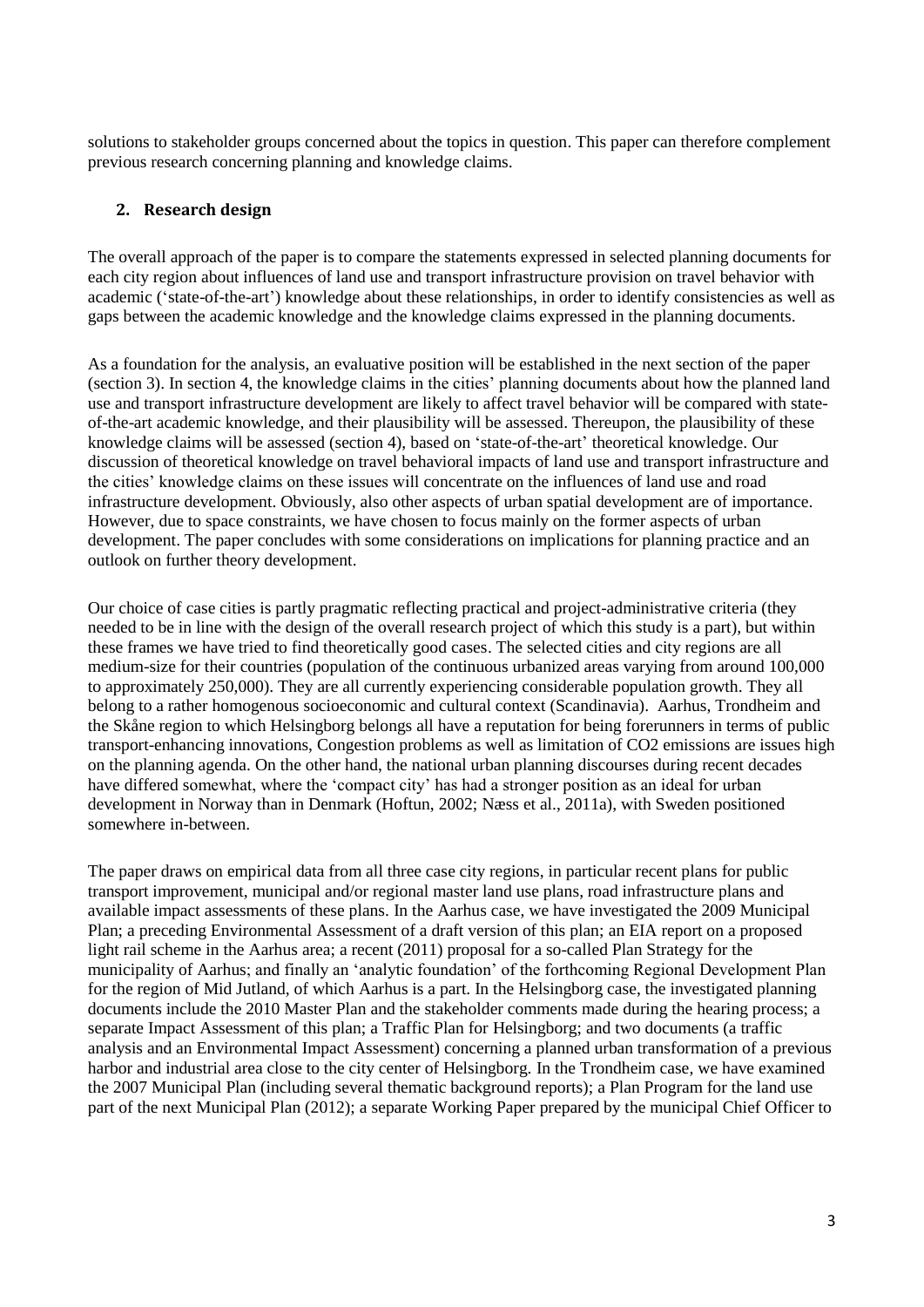solutions to stakeholder groups concerned about the topics in question. This paper can therefore complement previous research concerning planning and knowledge claims.

## 2. Research design

The overall approach of the paper is to compare the statements expressed in selected planning documents for each city region about influences of land use and transport infrastructure provision on travel behavior with academic ('state-of-the-art') knowledge about these relationships, in order to identify consistencies as well as gaps between the academic knowledge and the knowledge claims expressed in the planning documents.

As a foundation for the analysis, an evaluative position will be established in the next section of the paper (section 3). In section 4, the knowledge claims in the cities' planning documents about how the planned land use and transport infrastructure development are likely to affect travel behavior will be compared with state-of-the-art academic knowledge, and their plausibility will be assessed. Thereupon, the plausibility of these knowledge claims will be assessed (section 4), based on 'state-of-the-art' theoretical knowledge. Our discussion of theoretical knowledge on travel behavioral impacts of land use and transport infrastructure and the cities' knowledge claims on these issues will concentrate on the influences of land use and road infrastructure development. Obviously, also other aspects of urban spatial development are of importance. However, due to space constraints, we have chosen to focus mainly on the former aspects of urban development. The paper concludes with some considerations on implications for planning practice and an outlook on further theory development.

Our choice of case cities is partly pragmatic reflecting practical and project-administrative criteria (they needed to be in line with the design of the overall research project of which this study is a part), but within these frames we have tried to find theoretically good cases. The selected cities and city regions are all medium-size for their countries (population of the continuous urbanized areas varying from around 100,000 to approximately 250,000). They are all currently experiencing considerable population growth. They all belong to a rather homogenous socioeconomic and cultural context (Scandinavia). Aarhus, Trondheim and the Skåne region to which Helsingborg belongs all have a reputation for being forerunners in terms of public transport-enhancing innovations, Congestion problems as well as limitation of $CO_2$ emissions are issues high on the planning agenda. On the other hand, the national urban planning discourses during recent decades have differed somewhat, where the 'compact city' has had a stronger position as an ideal for urban development in Norway than in Denmark (Hoftun, 2002; Næss et al., 2011a), with Sweden positioned somewhere in-between.

The paper draws on empirical data from all three case city regions, in particular recent plans for public transport improvement, municipal and/or regional master land use plans, road infrastructure plans and available impact assessments of these plans. In the Aarhus case, we have investigated the 2009 Municipal Plan; a preceding Environmental Assessment of a draft version of this plan; an EIA report on a proposed light rail scheme in the Aarhus area; a recent (2011) proposal for a so-called Plan Strategy for the municipality of Aarhus; and finally an 'analytic foundation' of the forthcoming Regional Development Plan for the region of Mid Jutland, of which Aarhus is a part. In the Helsingborg case, the investigated planning documents include the 2010 Master Plan and the stakeholder comments made during the hearing process; a separate Impact Assessment of this plan; a Traffic Plan for Helsingborg; and two documents (a traffic analysis and an Environmental Impact Assessment) concerning a planned urban transformation of a previous harbor and industrial area close to the city center of Helsingborg. In the Trondheim case, we have examined the 2007 Municipal Plan (including several thematic background reports); a Plan Program for the land use part of the next Municipal Plan (2012); a separate Working Paper prepared by the municipal Chief Officer to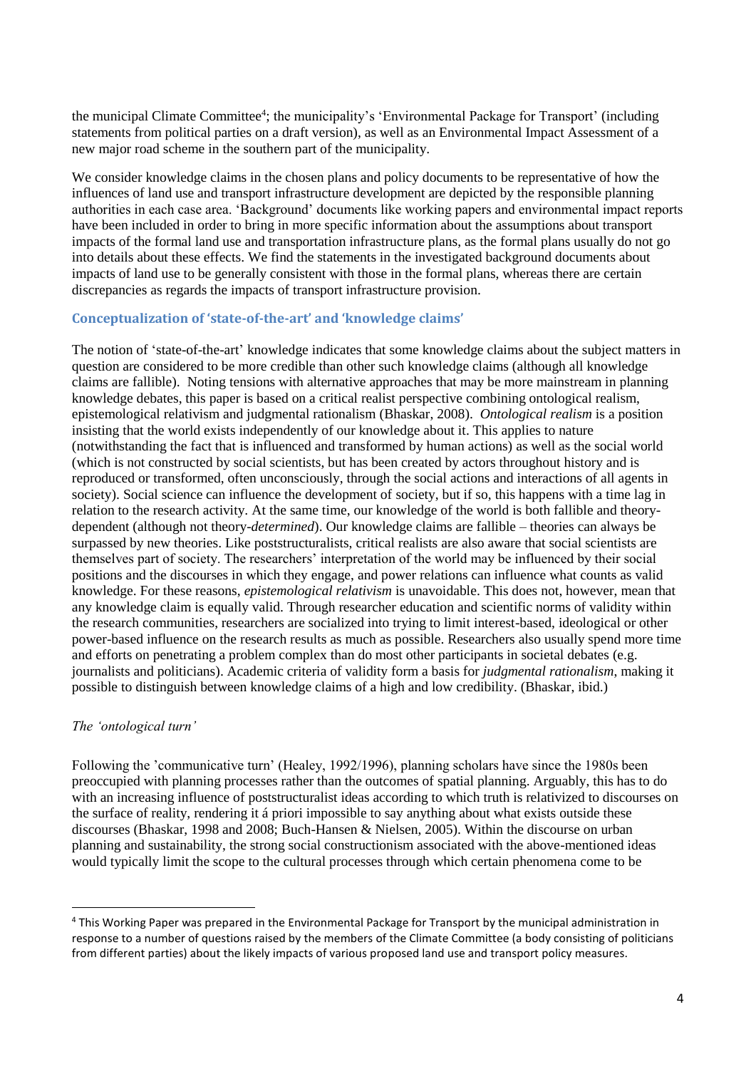the municipal Climate Committee[4]; the municipality's 'Environmental Package for Transport' (including statements from political parties on a draft version), as well as an Environmental Impact Assessment of a new major road scheme in the southern part of the municipality.

We consider knowledge claims in the chosen plans and policy documents to be representative of how the influences of land use and transport infrastructure development are depicted by the responsible planning authorities in each case area. 'Background' documents like working papers and environmental impact reports have been included in order to bring in more specific information about the assumptions about transport impacts of the formal land use and transportation infrastructure plans, as the formal plans usually do not go into details about these effects. We find the statements in the investigated background documents about impacts of land use to be generally consistent with those in the formal plans, whereas there are certain discrepancies as regards the impacts of transport infrastructure provision.

## Conceptualization of 'state-of-the-art' and 'knowledge claims'

The notion of 'state-of-the-art' knowledge indicates that some knowledge claims about the subject matters in question are considered to be more credible than other such knowledge claims (although all knowledge claims are fallible). Noting tensions with alternative approaches that may be more mainstream in planning knowledge debates, this paper is based on a critical realist perspective combining ontological realism, epistemological relativism and judgmental rationalism (Bhaskar, 2008). *Ontological realism* is a position insisting that the world exists independently of our knowledge about it. This applies to nature (notwithstanding the fact that is influenced and transformed by human actions) as well as the social world (which is not constructed by social scientists, but has been created by actors throughout history and is reproduced or transformed, often unconsciously, through the social actions and interactions of all agents in society). Social science can influence the development of society, but if so, this happens with a time lag in relation to the research activity. At the same time, our knowledge of the world is both fallible and theory-dependent (although not theory-*determined*). Our knowledge claims are fallible – theories can always be surpassed by new theories. Like poststructuralists, critical realists are also aware that social scientists are themselves part of society. The researchers' interpretation of the world may be influenced by their social positions and the discourses in which they engage, and power relations can influence what counts as valid knowledge. For these reasons, *epistemological relativism* is unavoidable. This does not, however, mean that any knowledge claim is equally valid. Through researcher education and scientific norms of validity within the research communities, researchers are socialized into trying to limit interest-based, ideological or other power-based influence on the research results as much as possible. Researchers also usually spend more time and efforts on penetrating a problem complex than do most other participants in societal debates (e.g. journalists and politicians). Academic criteria of validity form a basis for *judgmental rationalism*, making it possible to distinguish between knowledge claims of a high and low credibility. (Bhaskar, ibid.)

### *The 'ontological turn'*

Following the 'communicative turn' (Healey, 1992/1996), planning scholars have since the 1980s been preoccupied with planning processes rather than the outcomes of spatial planning. Arguably, this has to do with an increasing influence of poststructuralist ideas according to which truth is relativized to discourses on the surface of reality, rendering it á priori impossible to say anything about what exists outside these discourses (Bhaskar, 1998 and 2008; Buch-Hansen & Nielsen, 2005). Within the discourse on urban planning and sustainability, the strong social constructionism associated with the above-mentioned ideas would typically limit the scope to the cultural processes through which certain phenomena come to be

---

[4] This Working Paper was prepared in the Environmental Package for Transport by the municipal administration in response to a number of questions raised by the members of the Climate Committee (a body consisting of politicians from different parties) about the likely impacts of various proposed land use and transport policy measures.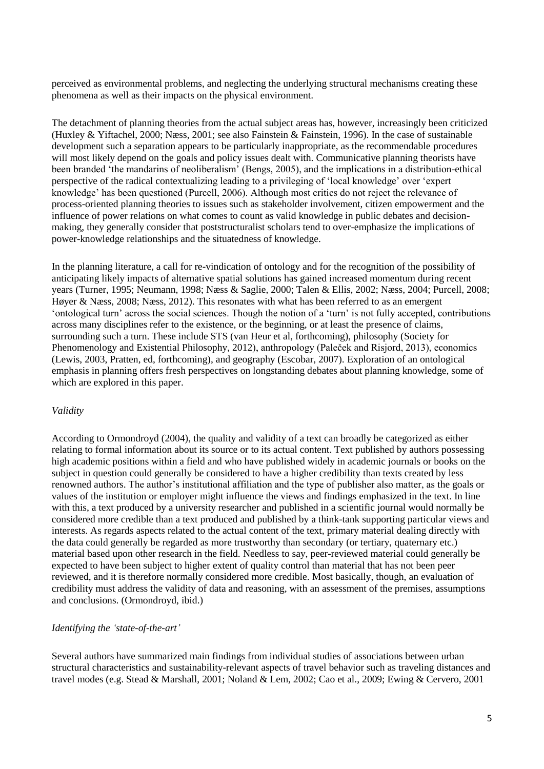perceived as environmental problems, and neglecting the underlying structural mechanisms creating these phenomena as well as their impacts on the physical environment.

The detachment of planning theories from the actual subject areas has, however, increasingly been criticized (Huxley & Yiftachel, 2000; Næss, 2001; see also Fainstein & Fainstein, 1996). In the case of sustainable development such a separation appears to be particularly inappropriate, as the recommendable procedures will most likely depend on the goals and policy issues dealt with. Communicative planning theorists have been branded 'the mandarins of neoliberalism' (Bengs, 2005), and the implications in a distribution-ethical perspective of the radical contextualizing leading to a privileging of 'local knowledge' over 'expert knowledge' has been questioned (Purcell, 2006). Although most critics do not reject the relevance of process-oriented planning theories to issues such as stakeholder involvement, citizen empowerment and the influence of power relations on what comes to count as valid knowledge in public debates and decision-making, they generally consider that poststructuralist scholars tend to over-emphasize the implications of power-knowledge relationships and the situatedness of knowledge.

In the planning literature, a call for re-vindication of ontology and for the recognition of the possibility of anticipating likely impacts of alternative spatial solutions has gained increased momentum during recent years (Turner, 1995; Neumann, 1998; Næss & Saglie, 2000; Talen & Ellis, 2002; Næss, 2004; Purcell, 2008; Høyer & Næss, 2008; Næss, 2012). This resonates with what has been referred to as an emergent 'ontological turn' across the social sciences. Though the notion of a 'turn' is not fully accepted, contributions across many disciplines refer to the existence, or the beginning, or at least the presence of claims, surrounding such a turn. These include STS (van Heur et al, forthcoming), philosophy (Society for Phenomenology and Existential Philosophy, 2012), anthropology (Paleček and Risjord, 2013), economics (Lewis, 2003, Pratten, ed, forthcoming), and geography (Escobar, 2007). Exploration of an ontological emphasis in planning offers fresh perspectives on longstanding debates about planning knowledge, some of which are explored in this paper.

*Validity*

According to Ormondroyd (2004), the quality and validity of a text can broadly be categorized as either relating to formal information about its source or to its actual content. Text published by authors possessing high academic positions within a field and who have published widely in academic journals or books on the subject in question could generally be considered to have a higher credibility than texts created by less renowned authors. The author's institutional affiliation and the type of publisher also matter, as the goals or values of the institution or employer might influence the views and findings emphasized in the text. In line with this, a text produced by a university researcher and published in a scientific journal would normally be considered more credible than a text produced and published by a think-tank supporting particular views and interests. As regards aspects related to the actual content of the text, primary material dealing directly with the data could generally be regarded as more trustworthy than secondary (or tertiary, quaternary etc.) material based upon other research in the field. Needless to say, peer-reviewed material could generally be expected to have been subject to higher extent of quality control than material that has not been peer reviewed, and it is therefore normally considered more credible. Most basically, though, an evaluation of credibility must address the validity of data and reasoning, with an assessment of the premises, assumptions and conclusions. (Ormondroyd, ibid.)

*Identifying the 'state-of-the-art'*

Several authors have summarized main findings from individual studies of associations between urban structural characteristics and sustainability-relevant aspects of travel behavior such as traveling distances and travel modes (e.g. Stead & Marshall, 2001; Noland & Lem, 2002; Cao et al., 2009; Ewing & Cervero, 2001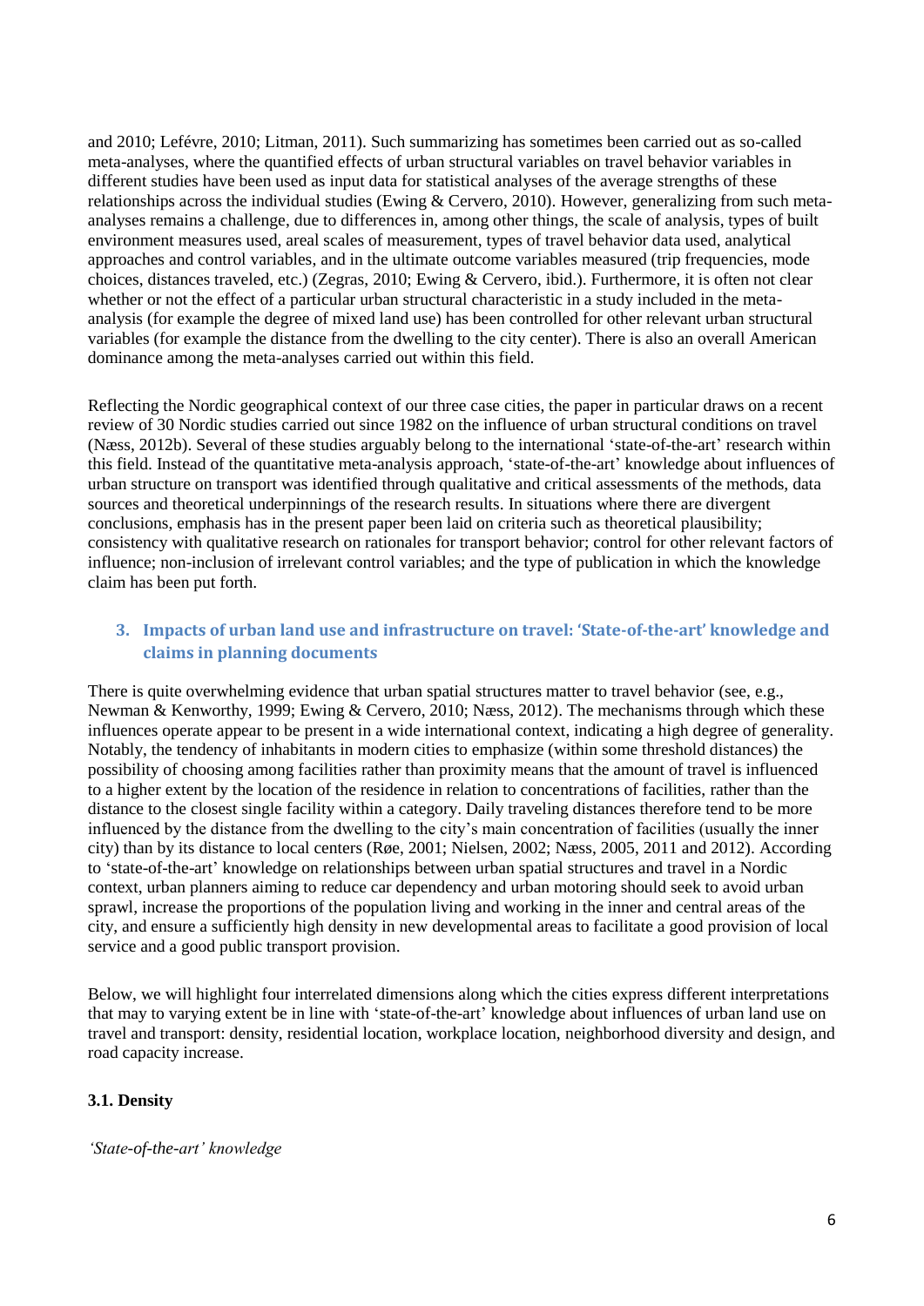and 2010; Lefévre, 2010; Litman, 2011). Such summarizing has sometimes been carried out as so-called meta-analyses, where the quantified effects of urban structural variables on travel behavior variables in different studies have been used as input data for statistical analyses of the average strengths of these relationships across the individual studies (Ewing & Cervero, 2010). However, generalizing from such meta-analyses remains a challenge, due to differences in, among other things, the scale of analysis, types of built environment measures used, areal scales of measurement, types of travel behavior data used, analytical approaches and control variables, and in the ultimate outcome variables measured (trip frequencies, mode choices, distances traveled, etc.) (Zegras, 2010; Ewing & Cervero, ibid.). Furthermore, it is often not clear whether or not the effect of a particular urban structural characteristic in a study included in the meta-analysis (for example the degree of mixed land use) has been controlled for other relevant urban structural variables (for example the distance from the dwelling to the city center). There is also an overall American dominance among the meta-analyses carried out within this field.

Reflecting the Nordic geographical context of our three case cities, the paper in particular draws on a recent review of 30 Nordic studies carried out since 1982 on the influence of urban structural conditions on travel (Næss, 2012b). Several of these studies arguably belong to the international 'state-of-the-art' research within this field. Instead of the quantitative meta-analysis approach, 'state-of-the-art' knowledge about influences of urban structure on transport was identified through qualitative and critical assessments of the methods, data sources and theoretical underpinnings of the research results. In situations where there are divergent conclusions, emphasis has in the present paper been laid on criteria such as theoretical plausibility; consistency with qualitative research on rationales for transport behavior; control for other relevant factors of influence; non-inclusion of irrelevant control variables; and the type of publication in which the knowledge claim has been put forth.

## 3. Impacts of urban land use and infrastructure on travel: 'State-of-the-art' knowledge and claims in planning documents

There is quite overwhelming evidence that urban spatial structures matter to travel behavior (see, e.g., Newman & Kenworthy, 1999; Ewing & Cervero, 2010; Næss, 2012). The mechanisms through which these influences operate appear to be present in a wide international context, indicating a high degree of generality. Notably, the tendency of inhabitants in modern cities to emphasize (within some threshold distances) the possibility of choosing among facilities rather than proximity means that the amount of travel is influenced to a higher extent by the location of the residence in relation to concentrations of facilities, rather than the distance to the closest single facility within a category. Daily traveling distances therefore tend to be more influenced by the distance from the dwelling to the city's main concentration of facilities (usually the inner city) than by its distance to local centers (Røe, 2001; Nielsen, 2002; Næss, 2005, 2011 and 2012). According to 'state-of-the-art' knowledge on relationships between urban spatial structures and travel in a Nordic context, urban planners aiming to reduce car dependency and urban motoring should seek to avoid urban sprawl, increase the proportions of the population living and working in the inner and central areas of the city, and ensure a sufficiently high density in new developmental areas to facilitate a good provision of local service and a good public transport provision.

Below, we will highlight four interrelated dimensions along which the cities express different interpretations that may to varying extent be in line with 'state-of-the-art' knowledge about influences of urban land use on travel and transport: density, residential location, workplace location, neighborhood diversity and design, and road capacity increase.

### 3.1. Density

*'State-of-the-art' knowledge*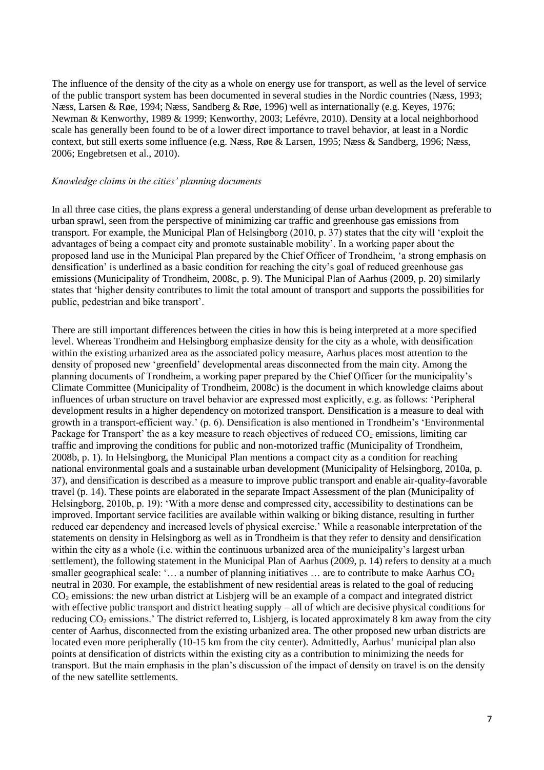The influence of the density of the city as a whole on energy use for transport, as well as the level of service of the public transport system has been documented in several studies in the Nordic countries (Næss, 1993; Næss, Larsen & Røe, 1994; Næss, Sandberg & Røe, 1996) well as internationally (e.g. Keyes, 1976; Newman & Kenworthy, 1989 & 1999; Kenworthy, 2003; Lefévre, 2010). Density at a local neighborhood scale has generally been found to be of a lower direct importance to travel behavior, at least in a Nordic context, but still exerts some influence (e.g. Næss, Røe & Larsen, 1995; Næss & Sandberg, 1996; Næss, 2006; Engebretsen et al., 2010).

*Knowledge claims in the cities' planning documents*

In all three case cities, the plans express a general understanding of dense urban development as preferable to urban sprawl, seen from the perspective of minimizing car traffic and greenhouse gas emissions from transport. For example, the Municipal Plan of Helsingborg (2010, p. 37) states that the city will 'exploit the advantages of being a compact city and promote sustainable mobility'. In a working paper about the proposed land use in the Municipal Plan prepared by the Chief Officer of Trondheim, 'a strong emphasis on densification' is underlined as a basic condition for reaching the city's goal of reduced greenhouse gas emissions (Municipality of Trondheim, 2008c, p. 9). The Municipal Plan of Aarhus (2009, p. 20) similarly states that 'higher density contributes to limit the total amount of transport and supports the possibilities for public, pedestrian and bike transport'.

There are still important differences between the cities in how this is being interpreted at a more specified level. Whereas Trondheim and Helsingborg emphasize density for the city as a whole, with densification within the existing urbanized area as the associated policy measure, Aarhus places most attention to the density of proposed new 'greenfield' developmental areas disconnected from the main city. Among the planning documents of Trondheim, a working paper prepared by the Chief Officer for the municipality's Climate Committee (Municipality of Trondheim, 2008c) is the document in which knowledge claims about influences of urban structure on travel behavior are expressed most explicitly, e.g. as follows: 'Peripheral development results in a higher dependency on motorized transport. Densification is a measure to deal with growth in a transport-efficient way.' (p. 6). Densification is also mentioned in Trondheim's 'Environmental Package for Transport' the as a key measure to reach objectives of reduced $CO_2$ emissions, limiting car traffic and improving the conditions for public and non-motorized traffic (Municipality of Trondheim, 2008b, p. 1). In Helsingborg, the Municipal Plan mentions a compact city as a condition for reaching national environmental goals and a sustainable urban development (Municipality of Helsingborg, 2010a, p. 37), and densification is described as a measure to improve public transport and enable air-quality-favorable travel (p. 14). These points are elaborated in the separate Impact Assessment of the plan (Municipality of Helsingborg, 2010b, p. 19): 'With a more dense and compressed city, accessibility to destinations can be improved. Important service facilities are available within walking or biking distance, resulting in further reduced car dependency and increased levels of physical exercise.' While a reasonable interpretation of the statements on density in Helsingborg as well as in Trondheim is that they refer to density and densification within the city as a whole (i.e. within the continuous urbanized area of the municipality's largest urban settlement), the following statement in the Municipal Plan of Aarhus (2009, p. 14) refers to density at a much smaller geographical scale: '… a number of planning initiatives … are to contribute to make Aarhus $CO_2$ neutral in 2030. For example, the establishment of new residential areas is related to the goal of reducing $CO_2$ emissions: the new urban district at Lisbjerg will be an example of a compact and integrated district with effective public transport and district heating supply – all of which are decisive physical conditions for reducing $CO_2$ emissions.' The district referred to, Lisbjerg, is located approximately 8 km away from the city center of Aarhus, disconnected from the existing urbanized area. The other proposed new urban districts are located even more peripherally (10-15 km from the city center). Admittedly, Aarhus' municipal plan also points at densification of districts within the existing city as a contribution to minimizing the needs for transport. But the main emphasis in the plan's discussion of the impact of density on travel is on the density of the new satellite settlements.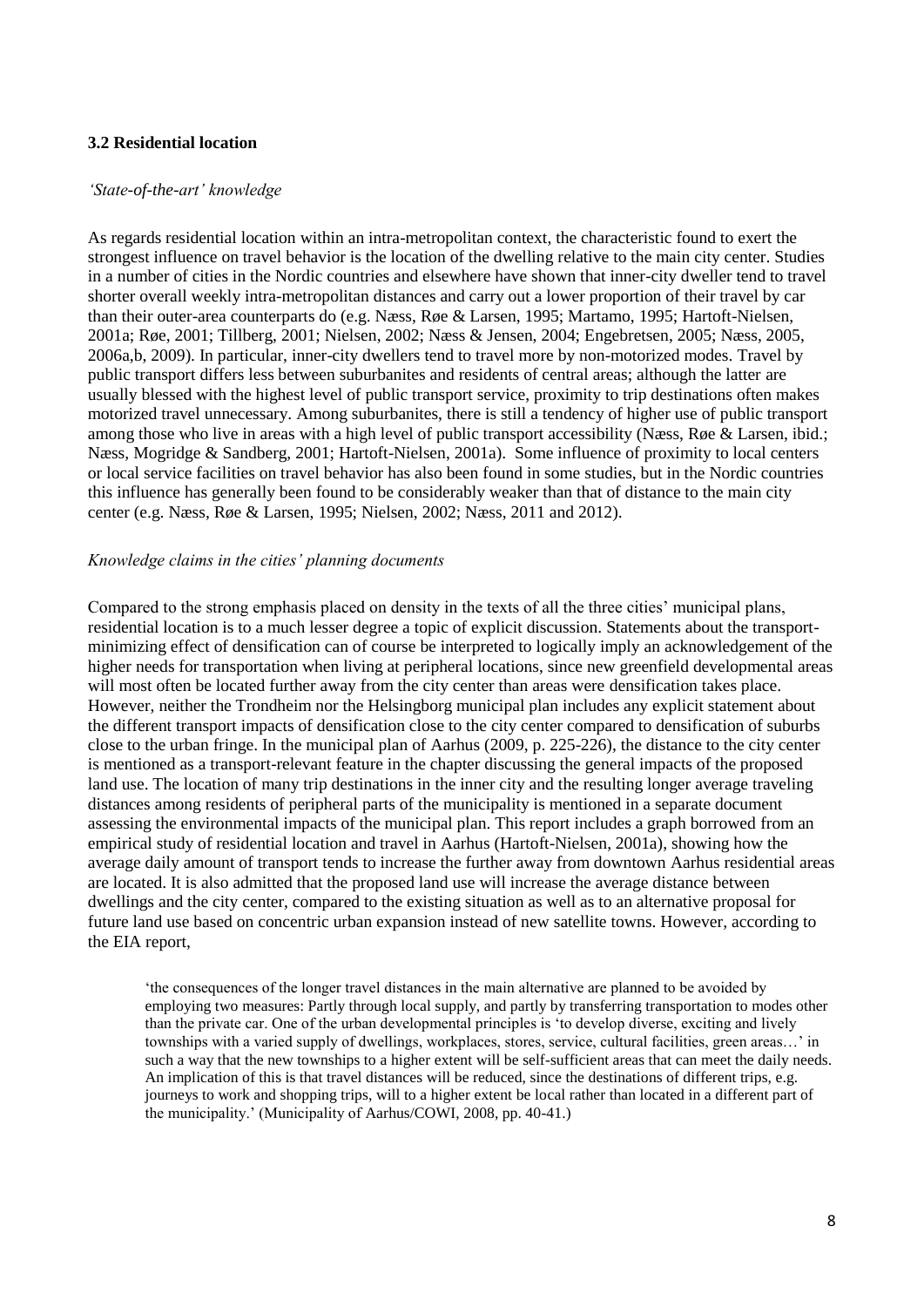### 3.2 Residential location

*'State-of-the-art' knowledge*

As regards residential location within an intra-metropolitan context, the characteristic found to exert the strongest influence on travel behavior is the location of the dwelling relative to the main city center. Studies in a number of cities in the Nordic countries and elsewhere have shown that inner-city dweller tend to travel shorter overall weekly intra-metropolitan distances and carry out a lower proportion of their travel by car than their outer-area counterparts do (e.g. Næss, Røe & Larsen, 1995; Martamo, 1995; Hartoft-Nielsen, 2001a; Røe, 2001; Tillberg, 2001; Nielsen, 2002; Næss & Jensen, 2004; Engebretsen, 2005; Næss, 2005, 2006a,b, 2009). In particular, inner-city dwellers tend to travel more by non-motorized modes. Travel by public transport differs less between suburbanites and residents of central areas; although the latter are usually blessed with the highest level of public transport service, proximity to trip destinations often makes motorized travel unnecessary. Among suburbanites, there is still a tendency of higher use of public transport among those who live in areas with a high level of public transport accessibility (Næss, Røe & Larsen, ibid.; Næss, Mogridge & Sandberg, 2001; Hartoft-Nielsen, 2001a). Some influence of proximity to local centers or local service facilities on travel behavior has also been found in some studies, but in the Nordic countries this influence has generally been found to be considerably weaker than that of distance to the main city center (e.g. Næss, Røe & Larsen, 1995; Nielsen, 2002; Næss, 2011 and 2012).

*Knowledge claims in the cities' planning documents*

Compared to the strong emphasis placed on density in the texts of all the three cities' municipal plans, residential location is to a much lesser degree a topic of explicit discussion. Statements about the transport-minimizing effect of densification can of course be interpreted to logically imply an acknowledgement of the higher needs for transportation when living at peripheral locations, since new greenfield developmental areas will most often be located further away from the city center than areas were densification takes place. However, neither the Trondheim nor the Helsingborg municipal plan includes any explicit statement about the different transport impacts of densification close to the city center compared to densification of suburbs close to the urban fringe. In the municipal plan of Aarhus (2009, p. 225-226), the distance to the city center is mentioned as a transport-relevant feature in the chapter discussing the general impacts of the proposed land use. The location of many trip destinations in the inner city and the resulting longer average traveling distances among residents of peripheral parts of the municipality is mentioned in a separate document assessing the environmental impacts of the municipal plan. This report includes a graph borrowed from an empirical study of residential location and travel in Aarhus (Hartoft-Nielsen, 2001a), showing how the average daily amount of transport tends to increase the further away from downtown Aarhus residential areas are located. It is also admitted that the proposed land use will increase the average distance between dwellings and the city center, compared to the existing situation as well as to an alternative proposal for future land use based on concentric urban expansion instead of new satellite towns. However, according to the EIA report,

> 'the consequences of the longer travel distances in the main alternative are planned to be avoided by employing two measures: Partly through local supply, and partly by transferring transportation to modes other than the private car. One of the urban developmental principles is 'to develop diverse, exciting and lively townships with a varied supply of dwellings, workplaces, stores, service, cultural facilities, green areas…' in such a way that the new townships to a higher extent will be self-sufficient areas that can meet the daily needs. An implication of this is that travel distances will be reduced, since the destinations of different trips, e.g. journeys to work and shopping trips, will to a higher extent be local rather than located in a different part of the municipality.' (Municipality of Aarhus/COWI, 2008, pp. 40-41.)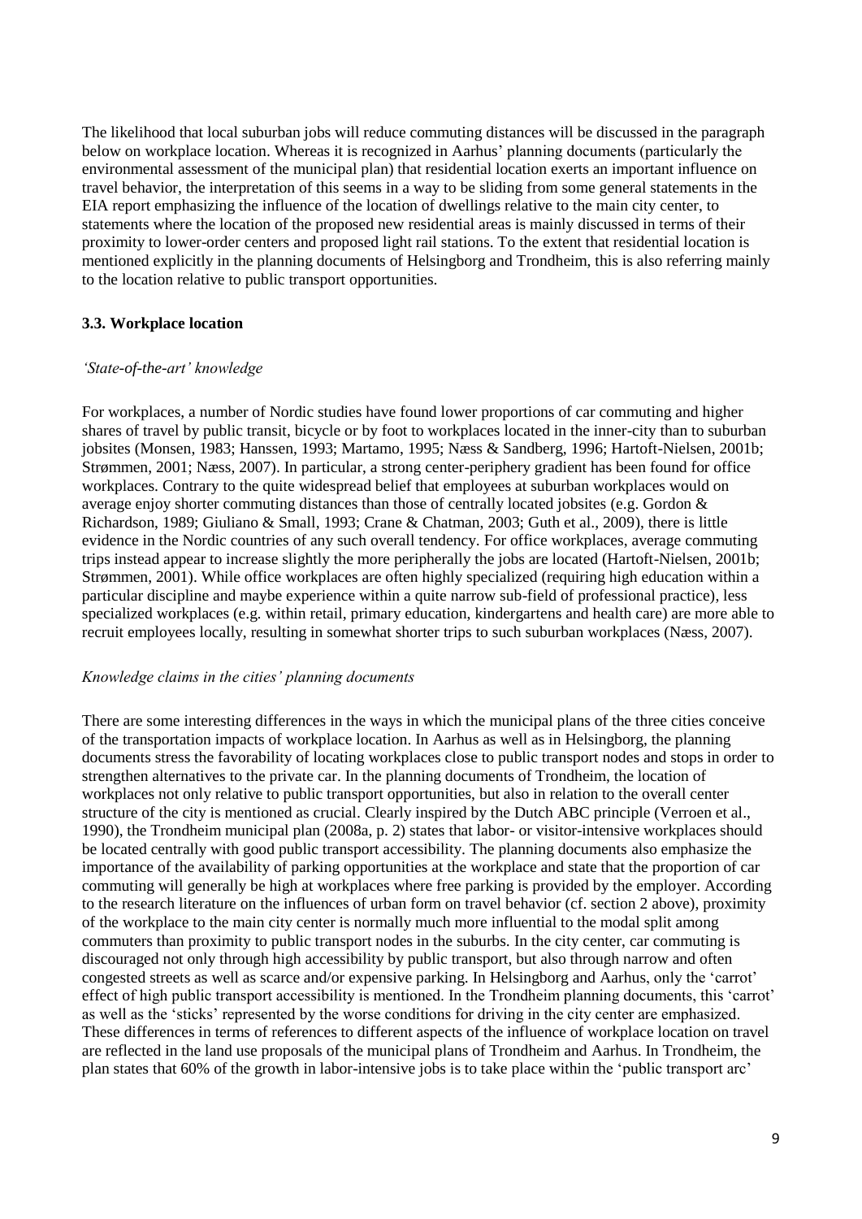The likelihood that local suburban jobs will reduce commuting distances will be discussed in the paragraph below on workplace location. Whereas it is recognized in Aarhus' planning documents (particularly the environmental assessment of the municipal plan) that residential location exerts an important influence on travel behavior, the interpretation of this seems in a way to be sliding from some general statements in the EIA report emphasizing the influence of the location of dwellings relative to the main city center, to statements where the location of the proposed new residential areas is mainly discussed in terms of their proximity to lower-order centers and proposed light rail stations. To the extent that residential location is mentioned explicitly in the planning documents of Helsingborg and Trondheim, this is also referring mainly to the location relative to public transport opportunities.

### 3.3. Workplace location

*'State-of-the-art' knowledge*

For workplaces, a number of Nordic studies have found lower proportions of car commuting and higher shares of travel by public transit, bicycle or by foot to workplaces located in the inner-city than to suburban jobsites (Monsen, 1983; Hanssen, 1993; Martamo, 1995; Næss & Sandberg, 1996; Hartoft-Nielsen, 2001b; Strømmen, 2001; Næss, 2007). In particular, a strong center-periphery gradient has been found for office workplaces. Contrary to the quite widespread belief that employees at suburban workplaces would on average enjoy shorter commuting distances than those of centrally located jobsites (e.g. Gordon & Richardson, 1989; Giuliano & Small, 1993; Crane & Chatman, 2003; Guth et al., 2009), there is little evidence in the Nordic countries of any such overall tendency. For office workplaces, average commuting trips instead appear to increase slightly the more peripherally the jobs are located (Hartoft-Nielsen, 2001b; Strømmen, 2001). While office workplaces are often highly specialized (requiring high education within a particular discipline and maybe experience within a quite narrow sub-field of professional practice), less specialized workplaces (e.g. within retail, primary education, kindergartens and health care) are more able to recruit employees locally, resulting in somewhat shorter trips to such suburban workplaces (Næss, 2007).

*Knowledge claims in the cities' planning documents*

There are some interesting differences in the ways in which the municipal plans of the three cities conceive of the transportation impacts of workplace location. In Aarhus as well as in Helsingborg, the planning documents stress the favorability of locating workplaces close to public transport nodes and stops in order to strengthen alternatives to the private car. In the planning documents of Trondheim, the location of workplaces not only relative to public transport opportunities, but also in relation to the overall center structure of the city is mentioned as crucial. Clearly inspired by the Dutch ABC principle (Verroen et al., 1990), the Trondheim municipal plan (2008a, p. 2) states that labor- or visitor-intensive workplaces should be located centrally with good public transport accessibility. The planning documents also emphasize the importance of the availability of parking opportunities at the workplace and state that the proportion of car commuting will generally be high at workplaces where free parking is provided by the employer. According to the research literature on the influences of urban form on travel behavior (cf. section 2 above), proximity of the workplace to the main city center is normally much more influential to the modal split among commuters than proximity to public transport nodes in the suburbs. In the city center, car commuting is discouraged not only through high accessibility by public transport, but also through narrow and often congested streets as well as scarce and/or expensive parking. In Helsingborg and Aarhus, only the 'carrot' effect of high public transport accessibility is mentioned. In the Trondheim planning documents, this 'carrot' as well as the 'sticks' represented by the worse conditions for driving in the city center are emphasized. These differences in terms of references to different aspects of the influence of workplace location on travel are reflected in the land use proposals of the municipal plans of Trondheim and Aarhus. In Trondheim, the plan states that 60% of the growth in labor-intensive jobs is to take place within the 'public transport arc'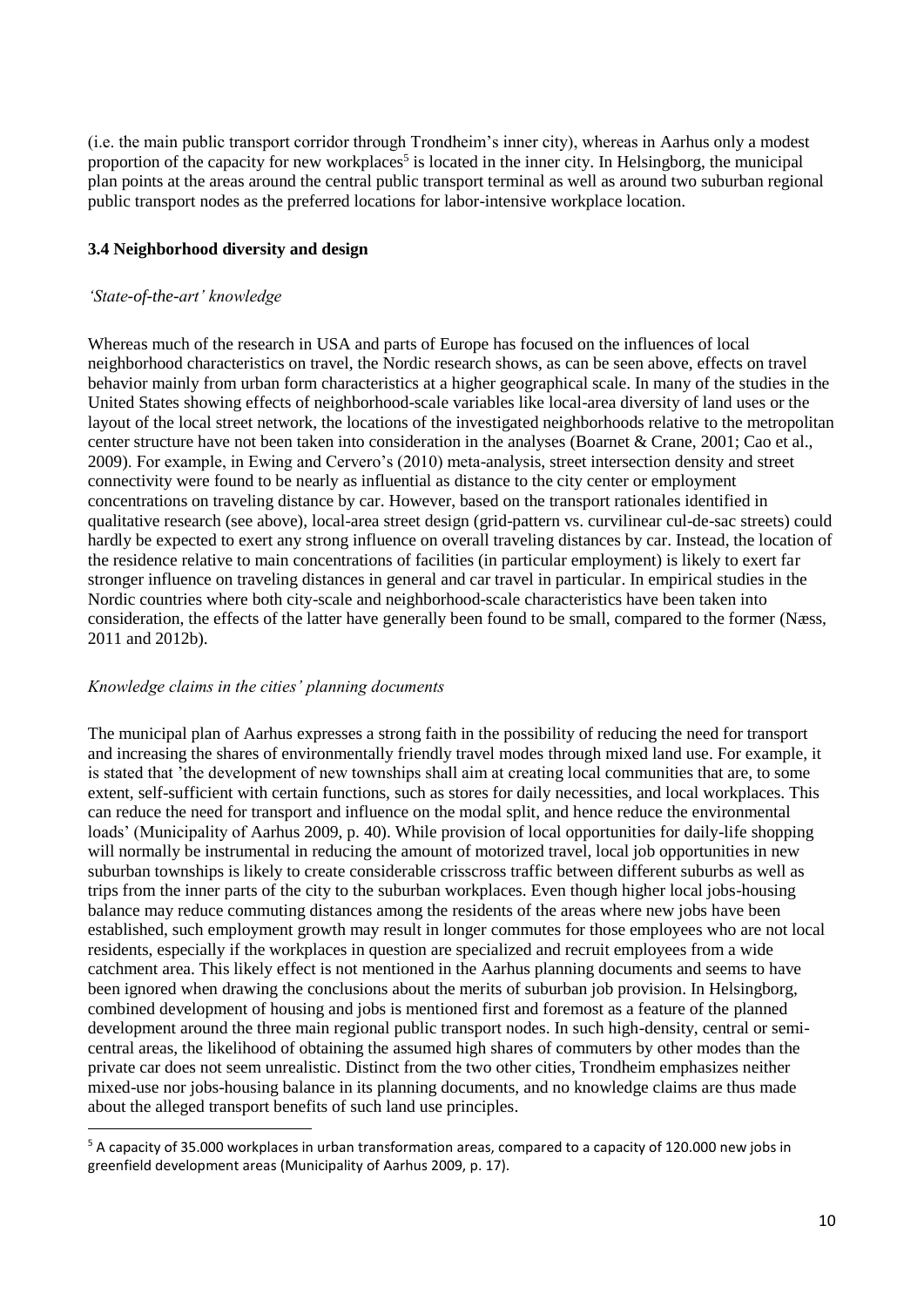(i.e. the main public transport corridor through Trondheim's inner city), whereas in Aarhus only a modest proportion of the capacity for new workplaces[5] is located in the inner city. In Helsingborg, the municipal plan points at the areas around the central public transport terminal as well as around two suburban regional public transport nodes as the preferred locations for labor-intensive workplace location.

### 3.4 Neighborhood diversity and design

*'State-of-the-art' knowledge*

Whereas much of the research in USA and parts of Europe has focused on the influences of local neighborhood characteristics on travel, the Nordic research shows, as can be seen above, effects on travel behavior mainly from urban form characteristics at a higher geographical scale. In many of the studies in the United States showing effects of neighborhood-scale variables like local-area diversity of land uses or the layout of the local street network, the locations of the investigated neighborhoods relative to the metropolitan center structure have not been taken into consideration in the analyses (Boarnet & Crane, 2001; Cao et al., 2009). For example, in Ewing and Cervero's (2010) meta-analysis, street intersection density and street connectivity were found to be nearly as influential as distance to the city center or employment concentrations on traveling distance by car. However, based on the transport rationales identified in qualitative research (see above), local-area street design (grid-pattern vs. curvilinear cul-de-sac streets) could hardly be expected to exert any strong influence on overall traveling distances by car. Instead, the location of the residence relative to main concentrations of facilities (in particular employment) is likely to exert far stronger influence on traveling distances in general and car travel in particular. In empirical studies in the Nordic countries where both city-scale and neighborhood-scale characteristics have been taken into consideration, the effects of the latter have generally been found to be small, compared to the former (Næss, 2011 and 2012b).

*Knowledge claims in the cities' planning documents*

The municipal plan of Aarhus expresses a strong faith in the possibility of reducing the need for transport and increasing the shares of environmentally friendly travel modes through mixed land use. For example, it is stated that 'the development of new townships shall aim at creating local communities that are, to some extent, self-sufficient with certain functions, such as stores for daily necessities, and local workplaces. This can reduce the need for transport and influence on the modal split, and hence reduce the environmental loads' (Municipality of Aarhus 2009, p. 40). While provision of local opportunities for daily-life shopping will normally be instrumental in reducing the amount of motorized travel, local job opportunities in new suburban townships is likely to create considerable crisscross traffic between different suburbs as well as trips from the inner parts of the city to the suburban workplaces. Even though higher local jobs-housing balance may reduce commuting distances among the residents of the areas where new jobs have been established, such employment growth may result in longer commutes for those employees who are not local residents, especially if the workplaces in question are specialized and recruit employees from a wide catchment area. This likely effect is not mentioned in the Aarhus planning documents and seems to have been ignored when drawing the conclusions about the merits of suburban job provision. In Helsingborg, combined development of housing and jobs is mentioned first and foremost as a feature of the planned development around the three main regional public transport nodes. In such high-density, central or semi-central areas, the likelihood of obtaining the assumed high shares of commuters by other modes than the private car does not seem unrealistic. Distinct from the two other cities, Trondheim emphasizes neither mixed-use nor jobs-housing balance in its planning documents, and no knowledge claims are thus made about the alleged transport benefits of such land use principles.

[5] A capacity of 35.000 workplaces in urban transformation areas, compared to a capacity of 120.000 new jobs in greenfield development areas (Municipality of Aarhus 2009, p. 17).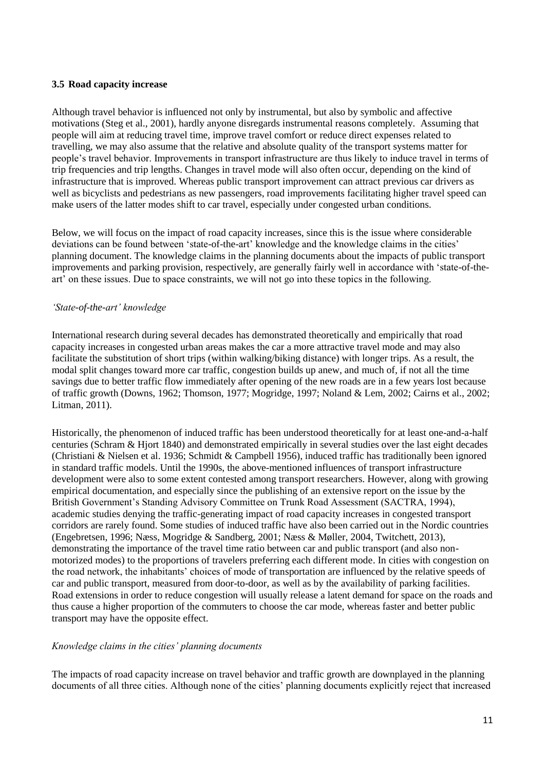### 3.5 Road capacity increase

Although travel behavior is influenced not only by instrumental, but also by symbolic and affective motivations (Steg et al., 2001), hardly anyone disregards instrumental reasons completely. Assuming that people will aim at reducing travel time, improve travel comfort or reduce direct expenses related to travelling, we may also assume that the relative and absolute quality of the transport systems matter for people's travel behavior. Improvements in transport infrastructure are thus likely to induce travel in terms of trip frequencies and trip lengths. Changes in travel mode will also often occur, depending on the kind of infrastructure that is improved. Whereas public transport improvement can attract previous car drivers as well as bicyclists and pedestrians as new passengers, road improvements facilitating higher travel speed can make users of the latter modes shift to car travel, especially under congested urban conditions.

Below, we will focus on the impact of road capacity increases, since this is the issue where considerable deviations can be found between 'state-of-the-art' knowledge and the knowledge claims in the cities' planning document. The knowledge claims in the planning documents about the impacts of public transport improvements and parking provision, respectively, are generally fairly well in accordance with 'state-of-the-art' on these issues. Due to space constraints, we will not go into these topics in the following.

*'State-of-the-art' knowledge*

International research during several decades has demonstrated theoretically and empirically that road capacity increases in congested urban areas makes the car a more attractive travel mode and may also facilitate the substitution of short trips (within walking/biking distance) with longer trips. As a result, the modal split changes toward more car traffic, congestion builds up anew, and much of, if not all the time savings due to better traffic flow immediately after opening of the new roads are in a few years lost because of traffic growth (Downs, 1962; Thomson, 1977; Mogridge, 1997; Noland & Lem, 2002; Cairns et al., 2002; Litman, 2011).

Historically, the phenomenon of induced traffic has been understood theoretically for at least one-and-a-half centuries (Schram & Hjort 1840) and demonstrated empirically in several studies over the last eight decades (Christiani & Nielsen et al. 1936; Schmidt & Campbell 1956), induced traffic has traditionally been ignored in standard traffic models. Until the 1990s, the above-mentioned influences of transport infrastructure development were also to some extent contested among transport researchers. However, along with growing empirical documentation, and especially since the publishing of an extensive report on the issue by the British Government's Standing Advisory Committee on Trunk Road Assessment (SACTRA, 1994), academic studies denying the traffic-generating impact of road capacity increases in congested transport corridors are rarely found. Some studies of induced traffic have also been carried out in the Nordic countries (Engebretsen, 1996; Næss, Mogridge & Sandberg, 2001; Næss & Møller, 2004, Twitchett, 2013), demonstrating the importance of the travel time ratio between car and public transport (and also non-motorized modes) to the proportions of travelers preferring each different mode. In cities with congestion on the road network, the inhabitants' choices of mode of transportation are influenced by the relative speeds of car and public transport, measured from door-to-door, as well as by the availability of parking facilities. Road extensions in order to reduce congestion will usually release a latent demand for space on the roads and thus cause a higher proportion of the commuters to choose the car mode, whereas faster and better public transport may have the opposite effect.

*Knowledge claims in the cities' planning documents*

The impacts of road capacity increase on travel behavior and traffic growth are downplayed in the planning documents of all three cities. Although none of the cities' planning documents explicitly reject that increased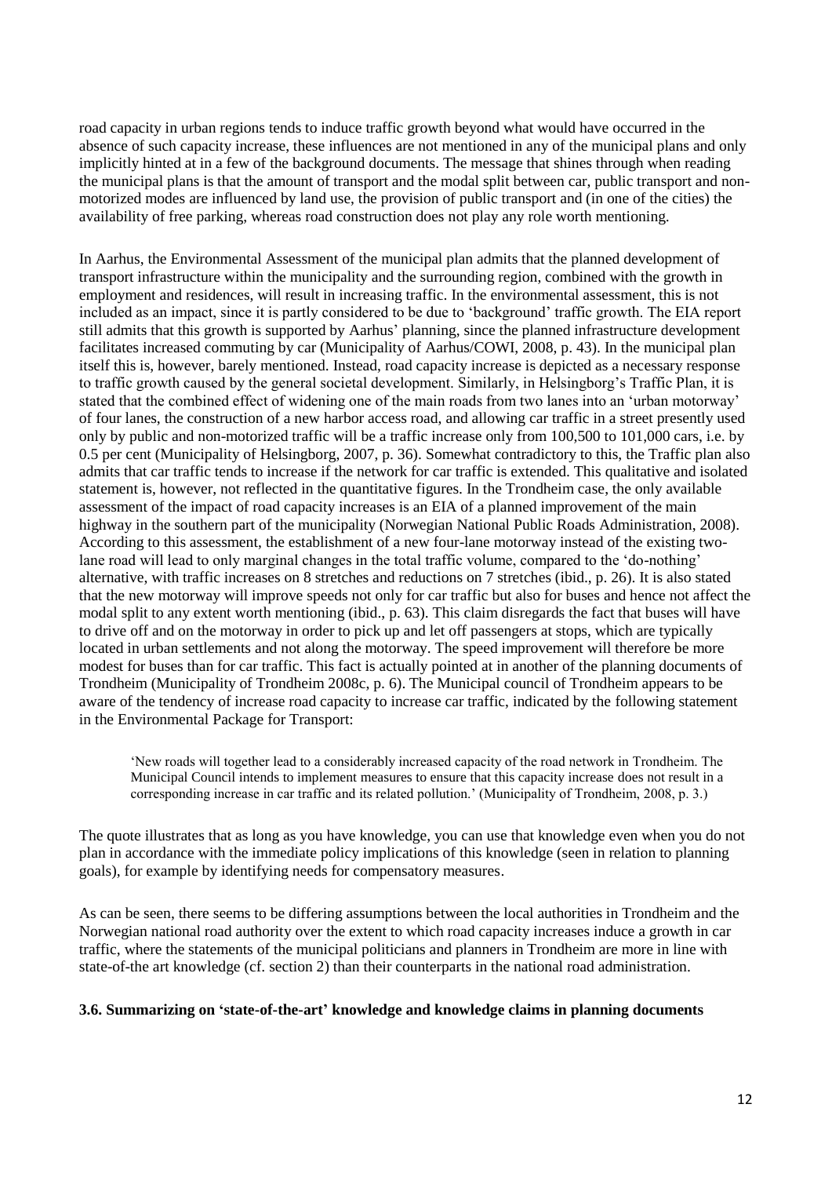road capacity in urban regions tends to induce traffic growth beyond what would have occurred in the absence of such capacity increase, these influences are not mentioned in any of the municipal plans and only implicitly hinted at in a few of the background documents. The message that shines through when reading the municipal plans is that the amount of transport and the modal split between car, public transport and non-motorized modes are influenced by land use, the provision of public transport and (in one of the cities) the availability of free parking, whereas road construction does not play any role worth mentioning.

In Aarhus, the Environmental Assessment of the municipal plan admits that the planned development of transport infrastructure within the municipality and the surrounding region, combined with the growth in employment and residences, will result in increasing traffic. In the environmental assessment, this is not included as an impact, since it is partly considered to be due to 'background' traffic growth. The EIA report still admits that this growth is supported by Aarhus' planning, since the planned infrastructure development facilitates increased commuting by car (Municipality of Aarhus/COWI, 2008, p. 43). In the municipal plan itself this is, however, barely mentioned. Instead, road capacity increase is depicted as a necessary response to traffic growth caused by the general societal development. Similarly, in Helsingborg's Traffic Plan, it is stated that the combined effect of widening one of the main roads from two lanes into an 'urban motorway' of four lanes, the construction of a new harbor access road, and allowing car traffic in a street presently used only by public and non-motorized traffic will be a traffic increase only from 100,500 to 101,000 cars, i.e. by 0.5 per cent (Municipality of Helsingborg, 2007, p. 36). Somewhat contradictory to this, the Traffic plan also admits that car traffic tends to increase if the network for car traffic is extended. This qualitative and isolated statement is, however, not reflected in the quantitative figures. In the Trondheim case, the only available assessment of the impact of road capacity increases is an EIA of a planned improvement of the main highway in the southern part of the municipality (Norwegian National Public Roads Administration, 2008). According to this assessment, the establishment of a new four-lane motorway instead of the existing two-lane road will lead to only marginal changes in the total traffic volume, compared to the 'do-nothing' alternative, with traffic increases on 8 stretches and reductions on 7 stretches (ibid., p. 26). It is also stated that the new motorway will improve speeds not only for car traffic but also for buses and hence not affect the modal split to any extent worth mentioning (ibid., p. 63). This claim disregards the fact that buses will have to drive off and on the motorway in order to pick up and let off passengers at stops, which are typically located in urban settlements and not along the motorway. The speed improvement will therefore be more modest for buses than for car traffic. This fact is actually pointed at in another of the planning documents of Trondheim (Municipality of Trondheim 2008c, p. 6). The Municipal council of Trondheim appears to be aware of the tendency of increase road capacity to increase car traffic, indicated by the following statement in the Environmental Package for Transport:

> 'New roads will together lead to a considerably increased capacity of the road network in Trondheim. The Municipal Council intends to implement measures to ensure that this capacity increase does not result in a corresponding increase in car traffic and its related pollution.' (Municipality of Trondheim, 2008, p. 3.)

The quote illustrates that as long as you have knowledge, you can use that knowledge even when you do not plan in accordance with the immediate policy implications of this knowledge (seen in relation to planning goals), for example by identifying needs for compensatory measures.

As can be seen, there seems to be differing assumptions between the local authorities in Trondheim and the Norwegian national road authority over the extent to which road capacity increases induce a growth in car traffic, where the statements of the municipal politicians and planners in Trondheim are more in line with state-of-the art knowledge (cf. section 2) than their counterparts in the national road administration.

### 3.6. Summarizing on 'state-of-the-art' knowledge and knowledge claims in planning documents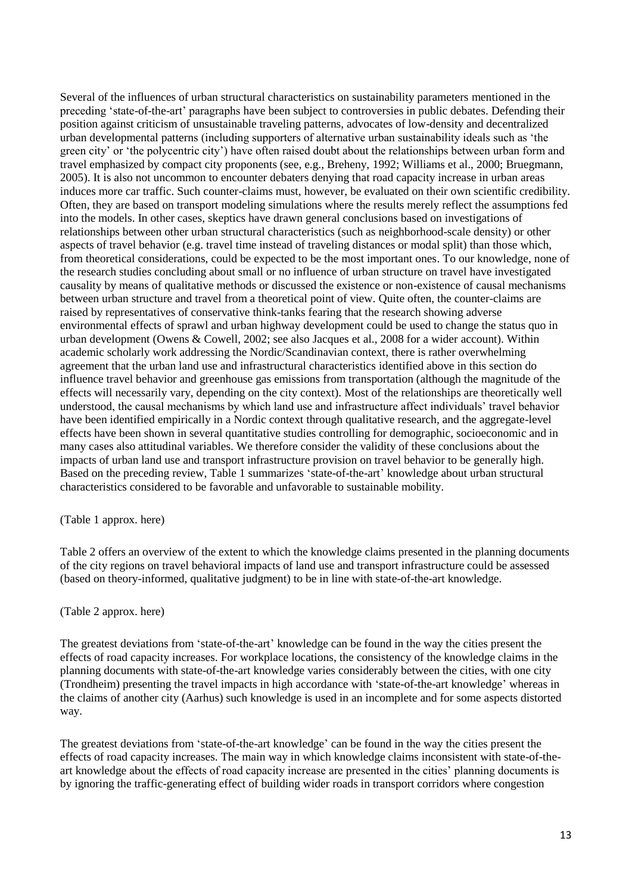Several of the influences of urban structural characteristics on sustainability parameters mentioned in the preceding 'state-of-the-art' paragraphs have been subject to controversies in public debates. Defending their position against criticism of unsustainable traveling patterns, advocates of low-density and decentralized urban developmental patterns (including supporters of alternative urban sustainability ideals such as 'the green city' or 'the polycentric city') have often raised doubt about the relationships between urban form and travel emphasized by compact city proponents (see, e.g., Breheny, 1992; Williams et al., 2000; Bruegmann, 2005). It is also not uncommon to encounter debaters denying that road capacity increase in urban areas induces more car traffic. Such counter-claims must, however, be evaluated on their own scientific credibility. Often, they are based on transport modeling simulations where the results merely reflect the assumptions fed into the models. In other cases, skeptics have drawn general conclusions based on investigations of relationships between other urban structural characteristics (such as neighborhood-scale density) or other aspects of travel behavior (e.g. travel time instead of traveling distances or modal split) than those which, from theoretical considerations, could be expected to be the most important ones. To our knowledge, none of the research studies concluding about small or no influence of urban structure on travel have investigated causality by means of qualitative methods or discussed the existence or non-existence of causal mechanisms between urban structure and travel from a theoretical point of view. Quite often, the counter-claims are raised by representatives of conservative think-tanks fearing that the research showing adverse environmental effects of sprawl and urban highway development could be used to change the status quo in urban development (Owens & Cowell, 2002; see also Jacques et al., 2008 for a wider account). Within academic scholarly work addressing the Nordic/Scandinavian context, there is rather overwhelming agreement that the urban land use and infrastructural characteristics identified above in this section do influence travel behavior and greenhouse gas emissions from transportation (although the magnitude of the effects will necessarily vary, depending on the city context). Most of the relationships are theoretically well understood, the causal mechanisms by which land use and infrastructure affect individuals' travel behavior have been identified empirically in a Nordic context through qualitative research, and the aggregate-level effects have been shown in several quantitative studies controlling for demographic, socioeconomic and in many cases also attitudinal variables. We therefore consider the validity of these conclusions about the impacts of urban land use and transport infrastructure provision on travel behavior to be generally high. Based on the preceding review, Table 1 summarizes 'state-of-the-art' knowledge about urban structural characteristics considered to be favorable and unfavorable to sustainable mobility.

(Table 1 approx. here)

Table 2 offers an overview of the extent to which the knowledge claims presented in the planning documents of the city regions on travel behavioral impacts of land use and transport infrastructure could be assessed (based on theory-informed, qualitative judgment) to be in line with state-of-the-art knowledge.

(Table 2 approx. here)

The greatest deviations from 'state-of-the-art' knowledge can be found in the way the cities present the effects of road capacity increases. For workplace locations, the consistency of the knowledge claims in the planning documents with state-of-the-art knowledge varies considerably between the cities, with one city (Trondheim) presenting the travel impacts in high accordance with 'state-of-the-art knowledge' whereas in the claims of another city (Aarhus) such knowledge is used in an incomplete and for some aspects distorted way.

The greatest deviations from 'state-of-the-art knowledge' can be found in the way the cities present the effects of road capacity increases. The main way in which knowledge claims inconsistent with state-of-the-art knowledge about the effects of road capacity increase are presented in the cities' planning documents is by ignoring the traffic-generating effect of building wider roads in transport corridors where congestion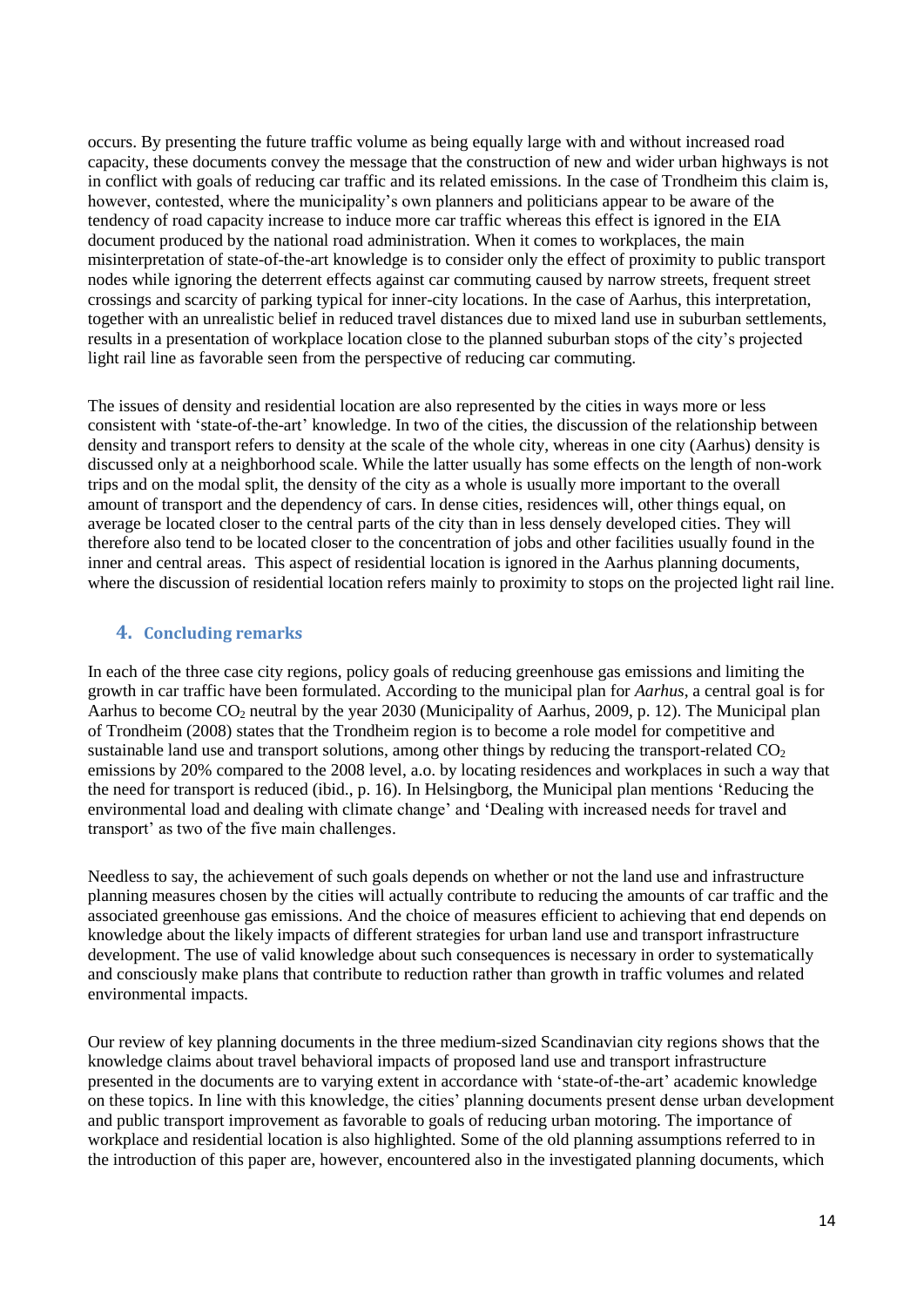occurs. By presenting the future traffic volume as being equally large with and without increased road capacity, these documents convey the message that the construction of new and wider urban highways is not in conflict with goals of reducing car traffic and its related emissions. In the case of Trondheim this claim is, however, contested, where the municipality's own planners and politicians appear to be aware of the tendency of road capacity increase to induce more car traffic whereas this effect is ignored in the EIA document produced by the national road administration. When it comes to workplaces, the main misinterpretation of state-of-the-art knowledge is to consider only the effect of proximity to public transport nodes while ignoring the deterrent effects against car commuting caused by narrow streets, frequent street crossings and scarcity of parking typical for inner-city locations. In the case of Aarhus, this interpretation, together with an unrealistic belief in reduced travel distances due to mixed land use in suburban settlements, results in a presentation of workplace location close to the planned suburban stops of the city's projected light rail line as favorable seen from the perspective of reducing car commuting.

The issues of density and residential location are also represented by the cities in ways more or less consistent with 'state-of-the-art' knowledge. In two of the cities, the discussion of the relationship between density and transport refers to density at the scale of the whole city, whereas in one city (Aarhus) density is discussed only at a neighborhood scale. While the latter usually has some effects on the length of non-work trips and on the modal split, the density of the city as a whole is usually more important to the overall amount of transport and the dependency of cars. In dense cities, residences will, other things equal, on average be located closer to the central parts of the city than in less densely developed cities. They will therefore also tend to be located closer to the concentration of jobs and other facilities usually found in the inner and central areas. This aspect of residential location is ignored in the Aarhus planning documents, where the discussion of residential location refers mainly to proximity to stops on the projected light rail line.

## 4. Concluding remarks

In each of the three case city regions, policy goals of reducing greenhouse gas emissions and limiting the growth in car traffic have been formulated. According to the municipal plan for *Aarhus*, a central goal is for Aarhus to become $CO_2$ neutral by the year 2030 (Municipality of Aarhus, 2009, p. 12). The Municipal plan of Trondheim (2008) states that the Trondheim region is to become a role model for competitive and sustainable land use and transport solutions, among other things by reducing the transport-related $CO_2$ emissions by 20% compared to the 2008 level, a.o. by locating residences and workplaces in such a way that the need for transport is reduced (ibid., p. 16). In Helsingborg, the Municipal plan mentions 'Reducing the environmental load and dealing with climate change' and 'Dealing with increased needs for travel and transport' as two of the five main challenges.

Needless to say, the achievement of such goals depends on whether or not the land use and infrastructure planning measures chosen by the cities will actually contribute to reducing the amounts of car traffic and the associated greenhouse gas emissions. And the choice of measures efficient to achieving that end depends on knowledge about the likely impacts of different strategies for urban land use and transport infrastructure development. The use of valid knowledge about such consequences is necessary in order to systematically and consciously make plans that contribute to reduction rather than growth in traffic volumes and related environmental impacts.

Our review of key planning documents in the three medium-sized Scandinavian city regions shows that the knowledge claims about travel behavioral impacts of proposed land use and transport infrastructure presented in the documents are to varying extent in accordance with 'state-of-the-art' academic knowledge on these topics. In line with this knowledge, the cities' planning documents present dense urban development and public transport improvement as favorable to goals of reducing urban motoring. The importance of workplace and residential location is also highlighted. Some of the old planning assumptions referred to in the introduction of this paper are, however, encountered also in the investigated planning documents, which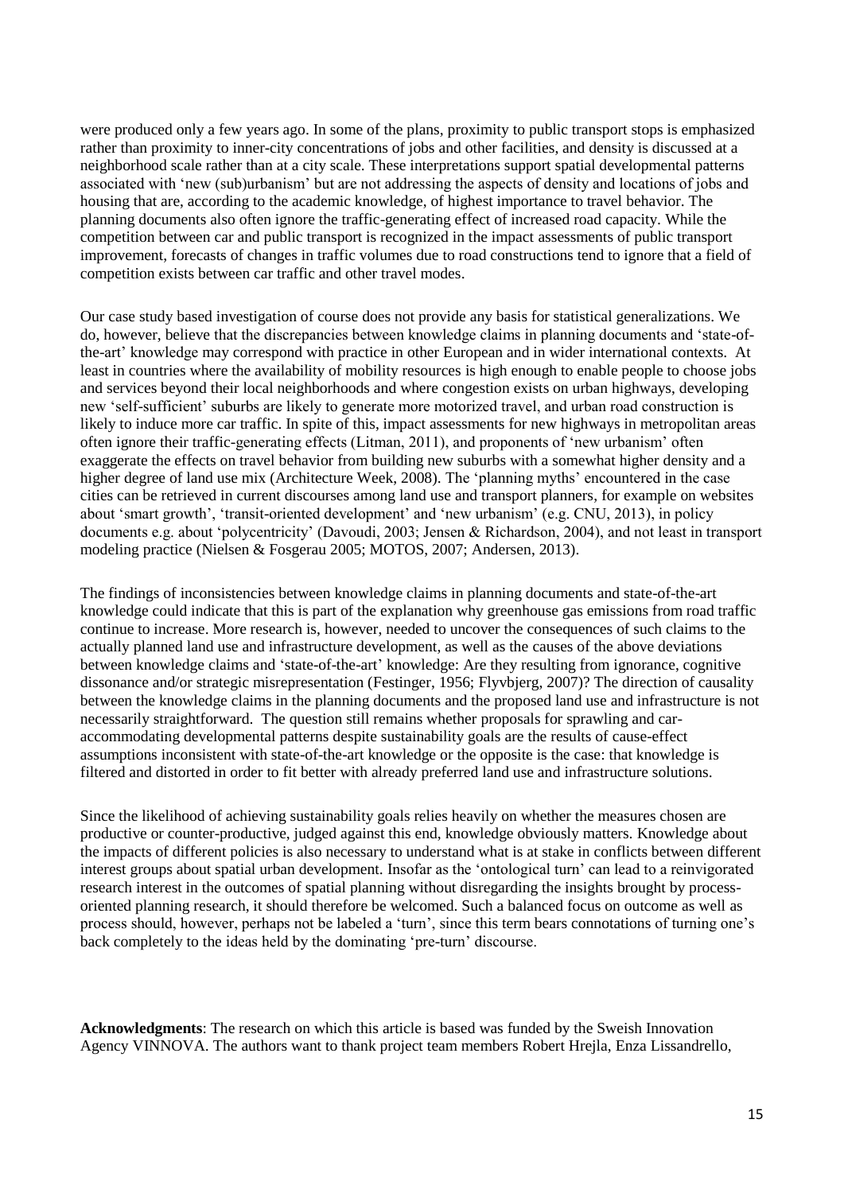were produced only a few years ago. In some of the plans, proximity to public transport stops is emphasized rather than proximity to inner-city concentrations of jobs and other facilities, and density is discussed at a neighborhood scale rather than at a city scale. These interpretations support spatial developmental patterns associated with 'new (sub)urbanism' but are not addressing the aspects of density and locations of jobs and housing that are, according to the academic knowledge, of highest importance to travel behavior. The planning documents also often ignore the traffic-generating effect of increased road capacity. While the competition between car and public transport is recognized in the impact assessments of public transport improvement, forecasts of changes in traffic volumes due to road constructions tend to ignore that a field of competition exists between car traffic and other travel modes.

Our case study based investigation of course does not provide any basis for statistical generalizations. We do, however, believe that the discrepancies between knowledge claims in planning documents and 'state-of-the-art' knowledge may correspond with practice in other European and in wider international contexts. At least in countries where the availability of mobility resources is high enough to enable people to choose jobs and services beyond their local neighborhoods and where congestion exists on urban highways, developing new 'self-sufficient' suburbs are likely to generate more motorized travel, and urban road construction is likely to induce more car traffic. In spite of this, impact assessments for new highways in metropolitan areas often ignore their traffic-generating effects (Litman, 2011), and proponents of 'new urbanism' often exaggerate the effects on travel behavior from building new suburbs with a somewhat higher density and a higher degree of land use mix (Architecture Week, 2008). The 'planning myths' encountered in the case cities can be retrieved in current discourses among land use and transport planners, for example on websites about 'smart growth', 'transit-oriented development' and 'new urbanism' (e.g. CNU, 2013), in policy documents e.g. about 'polycentricity' (Davoudi, 2003; Jensen & Richardson, 2004), and not least in transport modeling practice (Nielsen & Fosgerau 2005; MOTOS, 2007; Andersen, 2013).

The findings of inconsistencies between knowledge claims in planning documents and state-of-the-art knowledge could indicate that this is part of the explanation why greenhouse gas emissions from road traffic continue to increase. More research is, however, needed to uncover the consequences of such claims to the actually planned land use and infrastructure development, as well as the causes of the above deviations between knowledge claims and 'state-of-the-art' knowledge: Are they resulting from ignorance, cognitive dissonance and/or strategic misrepresentation (Festinger, 1956; Flyvbjerg, 2007)? The direction of causality between the knowledge claims in the planning documents and the proposed land use and infrastructure is not necessarily straightforward. The question still remains whether proposals for sprawling and car-accommodating developmental patterns despite sustainability goals are the results of cause-effect assumptions inconsistent with state-of-the-art knowledge or the opposite is the case: that knowledge is filtered and distorted in order to fit better with already preferred land use and infrastructure solutions.

Since the likelihood of achieving sustainability goals relies heavily on whether the measures chosen are productive or counter-productive, judged against this end, knowledge obviously matters. Knowledge about the impacts of different policies is also necessary to understand what is at stake in conflicts between different interest groups about spatial urban development. Insofar as the 'ontological turn' can lead to a reinvigorated research interest in the outcomes of spatial planning without disregarding the insights brought by process-oriented planning research, it should therefore be welcomed. Such a balanced focus on outcome as well as process should, however, perhaps not be labeled a 'turn', since this term bears connotations of turning one's back completely to the ideas held by the dominating 'pre-turn' discourse.

**Acknowledgments**: The research on which this article is based was funded by the Sweish Innovation Agency VINNOVA. The authors want to thank project team members Robert Hrejla, Enza Lissandrello,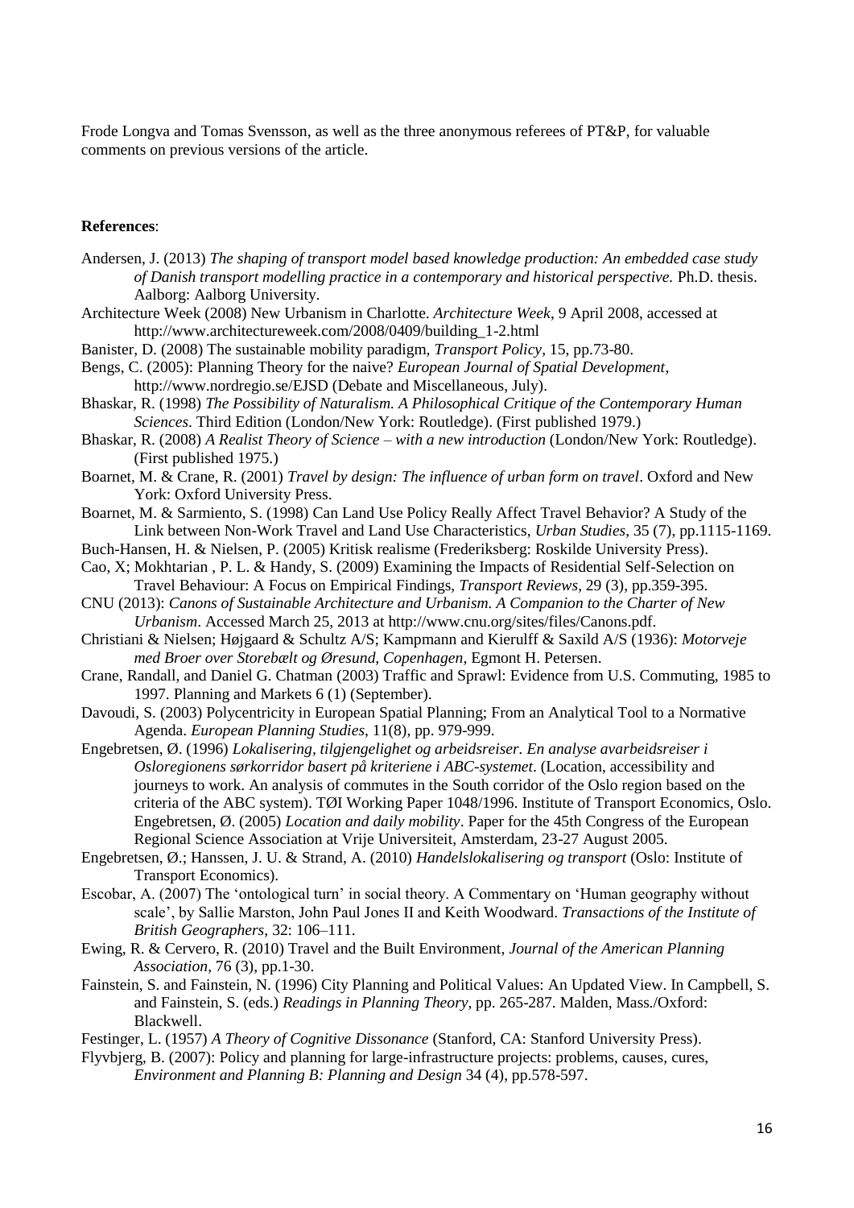Frode Longva and Tomas Svensson, as well as the three anonymous referees of PT&P, for valuable comments on previous versions of the article.

**References**:

Andersen, J. (2013) *The shaping of transport model based knowledge production: An embedded case study of Danish transport modelling practice in a contemporary and historical perspective.* Ph.D. thesis. Aalborg: Aalborg University.

Architecture Week (2008) New Urbanism in Charlotte. *Architecture Week*, 9 April 2008, accessed at http://www.architectureweek.com/2008/0409/building_1-2.html

Banister, D. (2008) The sustainable mobility paradigm, *Transport Policy*, 15, pp.73-80.

Bengs, C. (2005): Planning Theory for the naive? *European Journal of Spatial Development*, http://www.nordregio.se/EJSD (Debate and Miscellaneous, July).

Bhaskar, R. (1998) *The Possibility of Naturalism. A Philosophical Critique of the Contemporary Human Sciences*. Third Edition (London/New York: Routledge). (First published 1979.)

Bhaskar, R. (2008) *A Realist Theory of Science – with a new introduction* (London/New York: Routledge). (First published 1975.)

Boarnet, M. & Crane, R. (2001) *Travel by design: The influence of urban form on travel*. Oxford and New York: Oxford University Press.

Boarnet, M. & Sarmiento, S. (1998) Can Land Use Policy Really Affect Travel Behavior? A Study of the Link between Non-Work Travel and Land Use Characteristics, *Urban Studies*, 35 (7), pp.1115-1169.

Buch-Hansen, H. & Nielsen, P. (2005) Kritisk realisme (Frederiksberg: Roskilde University Press).

Cao, X; Mokhtarian , P. L. & Handy, S. (2009) Examining the Impacts of Residential Self-Selection on Travel Behaviour: A Focus on Empirical Findings, *Transport Reviews*, 29 (3), pp.359-395.

CNU (2013): *Canons of Sustainable Architecture and Urbanism. A Companion to the Charter of New Urbanism*. Accessed March 25, 2013 at http://www.cnu.org/sites/files/Canons.pdf.

Christiani & Nielsen; Højgaard & Schultz A/S; Kampmann and Kierulff & Saxild A/S (1936): *Motorveje med Broer over Storebælt og Øresund, Copenhagen*, Egmont H. Petersen.

Crane, Randall, and Daniel G. Chatman (2003) Traffic and Sprawl: Evidence from U.S. Commuting, 1985 to 1997. Planning and Markets 6 (1) (September).

Davoudi, S. (2003) Polycentricity in European Spatial Planning; From an Analytical Tool to a Normative Agenda. *European Planning Studies*, 11(8), pp. 979-999.

Engebretsen, Ø. (1996) *Lokalisering, tilgjengelighet og arbeidsreiser. En analyse avarbeidsreiser i Osloregionens sørkorridor basert på kriteriene i ABC-systemet*. (Location, accessibility and journeys to work. An analysis of commutes in the South corridor of the Oslo region based on the criteria of the ABC system). TØI Working Paper 1048/1996. Institute of Transport Economics, Oslo. Engebretsen, Ø. (2005) *Location and daily mobility*. Paper for the 45th Congress of the European Regional Science Association at Vrije Universiteit, Amsterdam, 23-27 August 2005.

Engebretsen, Ø.; Hanssen, J. U. & Strand, A. (2010) *Handelslokalisering og transport* (Oslo: Institute of Transport Economics).

Escobar, A. (2007) The 'ontological turn' in social theory. A Commentary on 'Human geography without scale', by Sallie Marston, John Paul Jones II and Keith Woodward. *Transactions of the Institute of British Geographers*, 32: 106–111.

Ewing, R. & Cervero, R. (2010) Travel and the Built Environment, *Journal of the American Planning Association*, 76 (3), pp.1-30.

Fainstein, S. and Fainstein, N. (1996) City Planning and Political Values: An Updated View. In Campbell, S. and Fainstein, S. (eds.) *Readings in Planning Theory*, pp. 265-287. Malden, Mass./Oxford: Blackwell.

Festinger, L. (1957) *A Theory of Cognitive Dissonance* (Stanford, CA: Stanford University Press).

Flyvbjerg, B. (2007): Policy and planning for large-infrastructure projects: problems, causes, cures, *Environment and Planning B: Planning and Design* 34 (4), pp.578-597.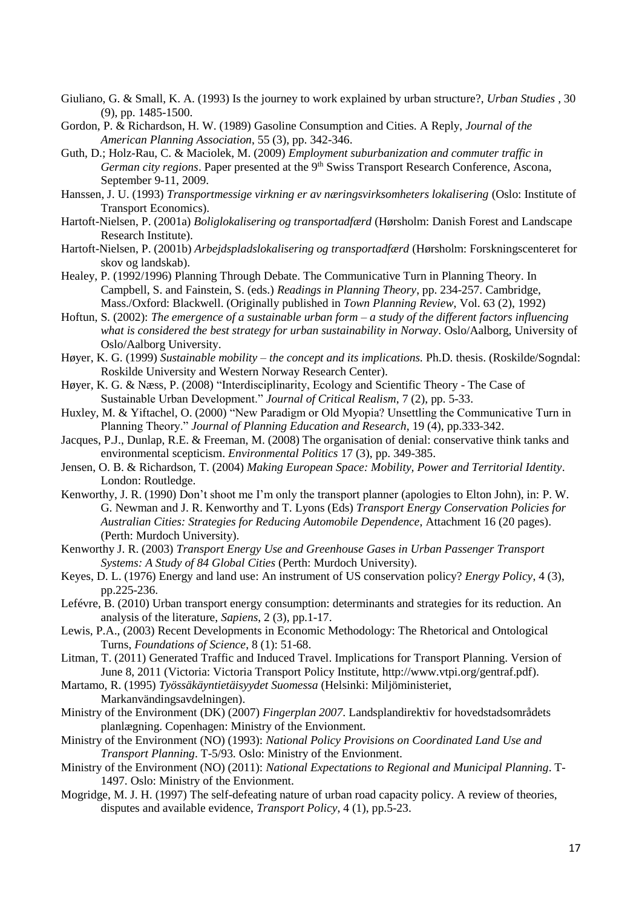Giuliano, G. & Small, K. A. (1993) Is the journey to work explained by urban structure?, *Urban Studies* , 30 (9), pp. 1485-1500.

Gordon, P. & Richardson, H. W. (1989) Gasoline Consumption and Cities. A Reply, *Journal of the American Planning Association*, 55 (3), pp. 342-346.

Guth, D.; Holz-Rau, C. & Maciolek, M. (2009) *Employment suburbanization and commuter traffic in German city regions*. Paper presented at the 9th Swiss Transport Research Conference, Ascona, September 9-11, 2009.

Hanssen, J. U. (1993) *Transportmessige virkning er av næringsvirksomheters lokalisering* (Oslo: Institute of Transport Economics).

Hartoft-Nielsen, P. (2001a) *Boliglokalisering og transportadfærd* (Hørsholm: Danish Forest and Landscape Research Institute).

Hartoft-Nielsen, P. (2001b) *Arbejdspladslokalisering og transportadfærd* (Hørsholm: Forskningscenteret for skov og landskab).

Healey, P. (1992/1996) Planning Through Debate. The Communicative Turn in Planning Theory. In Campbell, S. and Fainstein, S. (eds.) *Readings in Planning Theory*, pp. 234-257. Cambridge, Mass./Oxford: Blackwell. (Originally published in *Town Planning Review*, Vol. 63 (2), 1992)

Hoftun, S. (2002): *The emergence of a sustainable urban form – a study of the different factors influencing what is considered the best strategy for urban sustainability in Norway*. Oslo/Aalborg, University of Oslo/Aalborg University.

Høyer, K. G. (1999) *Sustainable mobility – the concept and its implications.* Ph.D. thesis. (Roskilde/Sogndal: Roskilde University and Western Norway Research Center).

Høyer, K. G. & Næss, P. (2008) "Interdisciplinarity, Ecology and Scientific Theory - The Case of Sustainable Urban Development." *Journal of Critical Realism*, 7 (2), pp. 5-33.

Huxley, M. & Yiftachel, O. (2000) "New Paradigm or Old Myopia? Unsettling the Communicative Turn in Planning Theory." *Journal of Planning Education and Research*, 19 (4), pp.333-342.

Jacques, P.J., Dunlap, R.E. & Freeman, M. (2008) The organisation of denial: conservative think tanks and environmental scepticism. *Environmental Politics* 17 (3), pp. 349-385.

Jensen, O. B. & Richardson, T. (2004) *Making European Space: Mobility, Power and Territorial Identity*. London: Routledge.

Kenworthy, J. R. (1990) Don't shoot me I'm only the transport planner (apologies to Elton John), in: P. W. G. Newman and J. R. Kenworthy and T. Lyons (Eds) *Transport Energy Conservation Policies for Australian Cities: Strategies for Reducing Automobile Dependence*, Attachment 16 (20 pages). (Perth: Murdoch University).

Kenworthy J. R. (2003) *Transport Energy Use and Greenhouse Gases in Urban Passenger Transport Systems: A Study of 84 Global Cities* (Perth: Murdoch University).

Keyes, D. L. (1976) Energy and land use: An instrument of US conservation policy? *Energy Policy*, 4 (3), pp.225-236.

Lefévre, B. (2010) Urban transport energy consumption: determinants and strategies for its reduction. An analysis of the literature, *Sapiens*, 2 (3), pp.1-17.

Lewis, P.A., (2003) Recent Developments in Economic Methodology: The Rhetorical and Ontological Turns, *Foundations of Science*, 8 (1): 51-68.

Litman, T. (2011) Generated Traffic and Induced Travel. Implications for Transport Planning. Version of June 8, 2011 (Victoria: Victoria Transport Policy Institute, http://www.vtpi.org/gentraf.pdf).

Martamo, R. (1995) *Työssäkäyntietäisyydet Suomessa* (Helsinki: Miljöministeriet, Markanvändingsavdelningen).

Ministry of the Environment (DK) (2007) *Fingerplan 2007*. Landsplandirektiv for hovedstadsområdets planlægning. Copenhagen: Ministry of the Envionment.

Ministry of the Environment (NO) (1993): *National Policy Provisions on Coordinated Land Use and Transport Planning*. T-5/93. Oslo: Ministry of the Envionment.

Ministry of the Environment (NO) (2011): *National Expectations to Regional and Municipal Planning*. T-1497. Oslo: Ministry of the Envionment.

Mogridge, M. J. H. (1997) The self-defeating nature of urban road capacity policy. A review of theories, disputes and available evidence, *Transport Policy*, 4 (1), pp.5-23.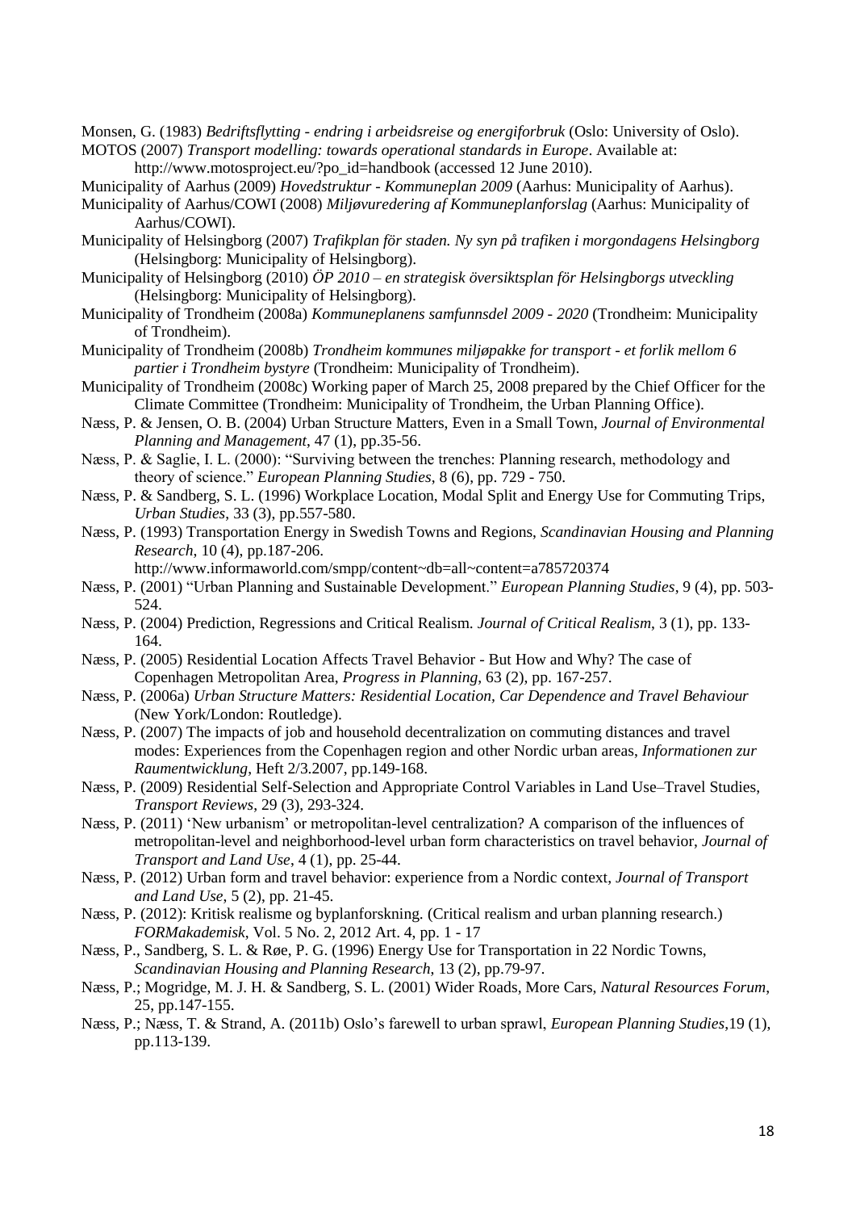Monsen, G. (1983) *Bedriftsflytting - endring i arbeidsreise og energiforbruk* (Oslo: University of Oslo).

MOTOS (2007) *Transport modelling: towards operational standards in Europe*. Available at: http://www.motosproject.eu/?po_id=handbook (accessed 12 June 2010).

Municipality of Aarhus (2009) *Hovedstruktur - Kommuneplan 2009* (Aarhus: Municipality of Aarhus).

Municipality of Aarhus/COWI (2008) *Miljøvuredering af Kommuneplanforslag* (Aarhus: Municipality of Aarhus/COWI).

Municipality of Helsingborg (2007) *Trafikplan för staden. Ny syn på trafiken i morgondagens Helsingborg* (Helsingborg: Municipality of Helsingborg).

Municipality of Helsingborg (2010) *ÖP 2010 – en strategisk översiktsplan för Helsingborgs utveckling* (Helsingborg: Municipality of Helsingborg).

Municipality of Trondheim (2008a) *Kommuneplanens samfunnsdel 2009 - 2020* (Trondheim: Municipality of Trondheim).

Municipality of Trondheim (2008b) *Trondheim kommunes miljøpakke for transport - et forlik mellom 6 partier i Trondheim bystyre* (Trondheim: Municipality of Trondheim).

Municipality of Trondheim (2008c) Working paper of March 25, 2008 prepared by the Chief Officer for the Climate Committee (Trondheim: Municipality of Trondheim, the Urban Planning Office).

Næss, P. & Jensen, O. B. (2004) Urban Structure Matters, Even in a Small Town, *Journal of Environmental Planning and Management*, 47 (1), pp.35-56.

Næss, P. & Saglie, I. L. (2000): "Surviving between the trenches: Planning research, methodology and theory of science." *European Planning Studies*, 8 (6), pp. 729 - 750.

Næss, P. & Sandberg, S. L. (1996) Workplace Location, Modal Split and Energy Use for Commuting Trips, *Urban Studies*, 33 (3), pp.557-580.

Næss, P. (1993) Transportation Energy in Swedish Towns and Regions, *Scandinavian Housing and Planning Research*, 10 (4), pp.187-206. http://www.informaworld.com/smpp/content~db=all~content=a785720374

Næss, P. (2001) "Urban Planning and Sustainable Development." *European Planning Studies*, 9 (4), pp. 503-524.

Næss, P. (2004) Prediction, Regressions and Critical Realism. *Journal of Critical Realism*, 3 (1), pp. 133-164.

Næss, P. (2005) Residential Location Affects Travel Behavior - But How and Why? The case of Copenhagen Metropolitan Area, *Progress in Planning*, 63 (2), pp. 167-257.

Næss, P. (2006a) *Urban Structure Matters: Residential Location, Car Dependence and Travel Behaviour* (New York/London: Routledge).

Næss, P. (2007) The impacts of job and household decentralization on commuting distances and travel modes: Experiences from the Copenhagen region and other Nordic urban areas, *Informationen zur Raumentwicklung*, Heft 2/3.2007, pp.149-168.

Næss, P. (2009) Residential Self-Selection and Appropriate Control Variables in Land Use–Travel Studies, *Transport Reviews*, 29 (3), 293-324.

Næss, P. (2011) 'New urbanism' or metropolitan-level centralization? A comparison of the influences of metropolitan-level and neighborhood-level urban form characteristics on travel behavior, *Journal of Transport and Land Use*, 4 (1), pp. 25-44.

Næss, P. (2012) Urban form and travel behavior: experience from a Nordic context, *Journal of Transport and Land Use*, 5 (2), pp. 21-45.

Næss, P. (2012): Kritisk realisme og byplanforskning. (Critical realism and urban planning research.) *FORMakademisk*, Vol. 5 No. 2, 2012 Art. 4, pp. 1 - 17

Næss, P., Sandberg, S. L. & Røe, P. G. (1996) Energy Use for Transportation in 22 Nordic Towns, *Scandinavian Housing and Planning Research*, 13 (2), pp.79-97.

Næss, P.; Mogridge, M. J. H. & Sandberg, S. L. (2001) Wider Roads, More Cars, *Natural Resources Forum*, 25, pp.147-155.

Næss, P.; Næss, T. & Strand, A. (2011b) Oslo's farewell to urban sprawl, *European Planning Studies*,19 (1), pp.113-139.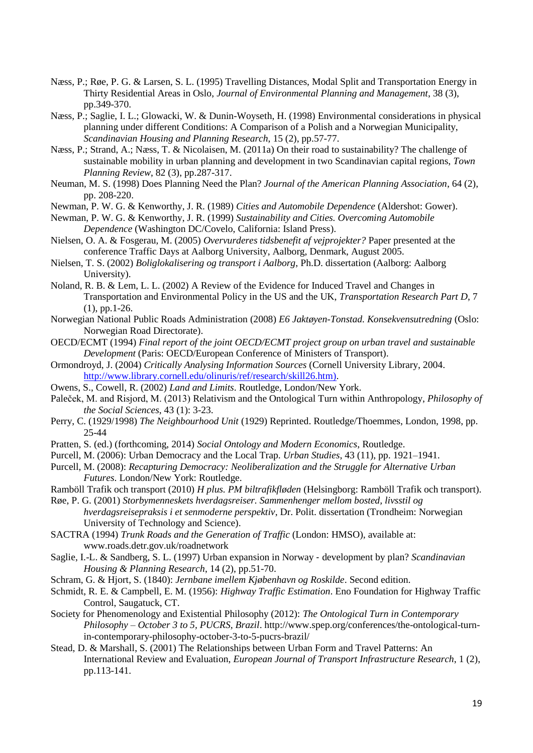Næss, P.; Røe, P. G. & Larsen, S. L. (1995) Travelling Distances, Modal Split and Transportation Energy in Thirty Residential Areas in Oslo, *Journal of Environmental Planning and Management*, 38 (3), pp.349-370.

Næss, P.; Saglie, I. L.; Glowacki, W. & Dunin-Woyseth, H. (1998) Environmental considerations in physical planning under different Conditions: A Comparison of a Polish and a Norwegian Municipality, *Scandinavian Housing and Planning Research*, 15 (2), pp.57-77.

Næss, P.; Strand, A.; Næss, T. & Nicolaisen, M. (2011a) On their road to sustainability? The challenge of sustainable mobility in urban planning and development in two Scandinavian capital regions, *Town Planning Review*, 82 (3), pp.287-317.

Neuman, M. S. (1998) Does Planning Need the Plan? *Journal of the American Planning Association*, 64 (2), pp. 208-220.

Newman, P. W. G. & Kenworthy, J. R. (1989) *Cities and Automobile Dependence* (Aldershot: Gower).

Newman, P. W. G. & Kenworthy, J. R. (1999) *Sustainability and Cities. Overcoming Automobile Dependence* (Washington DC/Covelo, California: Island Press).

Nielsen, O. A. & Fosgerau, M. (2005) *Overvurderes tidsbenefit af vejprojekter?* Paper presented at the conference Traffic Days at Aalborg University, Aalborg, Denmark, August 2005.

Nielsen, T. S. (2002) *Boliglokalisering og transport i Aalborg*, Ph.D. dissertation (Aalborg: Aalborg University).

Noland, R. B. & Lem, L. L. (2002) A Review of the Evidence for Induced Travel and Changes in Transportation and Environmental Policy in the US and the UK, *Transportation Research Part D*, 7 (1), pp.1-26.

Norwegian National Public Roads Administration (2008) *E6 Jaktøyen-Tonstad. Konsekvensutredning* (Oslo: Norwegian Road Directorate).

OECD/ECMT (1994) *Final report of the joint OECD/ECMT project group on urban travel and sustainable Development* (Paris: OECD/European Conference of Ministers of Transport).

Ormondroyd, J. (2004) *Critically Analysing Information Sources* (Cornell University Library, 2004. http://www.library.cornell.edu/olinuris/ref/research/skill26.htm).

Owens, S., Cowell, R. (2002) *Land and Limits*. Routledge, London/New York.

Paleček, M. and Risjord, M. (2013) Relativism and the Ontological Turn within Anthropology, *Philosophy of the Social Sciences*, 43 (1): 3-23.

Perry, C. (1929/1998) *The Neighbourhood Unit* (1929) Reprinted. Routledge/Thoemmes, London, 1998, pp. 25-44

Pratten, S. (ed.) (forthcoming, 2014) *Social Ontology and Modern Economics*, Routledge.

Purcell, M. (2006): Urban Democracy and the Local Trap. *Urban Studies*, 43 (11), pp. 1921–1941.

Purcell, M. (2008): *Recapturing Democracy: Neoliberalization and the Struggle for Alternative Urban Futures*. London/New York: Routledge.

Ramböll Trafik och transport (2010) *H plus. PM biltrafikfløden* (Helsingborg: Ramböll Trafik och transport).

Røe, P. G. (2001) *Storbymenneskets hverdagsreiser. Sammenhenger mellom bosted, livsstil og hverdagsreisepraksis i et senmoderne perspektiv*, Dr. Polit. dissertation (Trondheim: Norwegian University of Technology and Science).

SACTRA (1994) *Trunk Roads and the Generation of Traffic* (London: HMSO), available at: www.roads.detr.gov.uk/roadnetwork

Saglie, I.-L. & Sandberg, S. L. (1997) Urban expansion in Norway - development by plan? *Scandinavian Housing & Planning Research*, 14 (2), pp.51-70.

Schram, G. & Hjort, S. (1840): *Jernbane imellem Kjøbenhavn og Roskilde*. Second edition.

Schmidt, R. E. & Campbell, E. M. (1956): *Highway Traffic Estimation*. Eno Foundation for Highway Traffic Control, Saugatuck, CT.

Society for Phenomenology and Existential Philosophy (2012): *The Ontological Turn in Contemporary Philosophy – October 3 to 5, PUCRS, Brazil*. http://www.spep.org/conferences/the-ontological-turn-in-contemporary-philosophy-october-3-to-5-pucrs-brazil/

Stead, D. & Marshall, S. (2001) The Relationships between Urban Form and Travel Patterns: An International Review and Evaluation, *European Journal of Transport Infrastructure Research*, 1 (2), pp.113-141.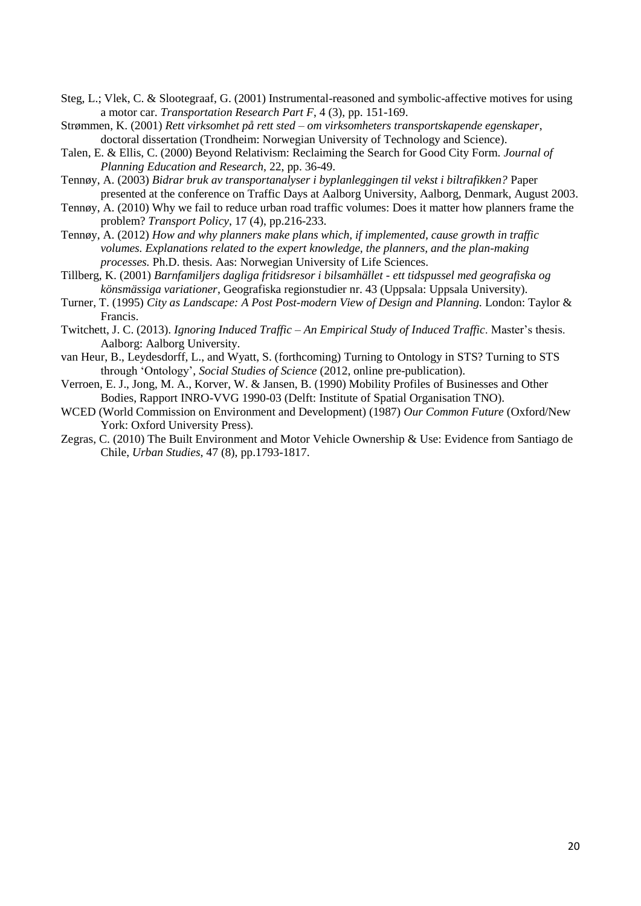Steg, L.; Vlek, C. & Slootegraaf, G. (2001) Instrumental-reasoned and symbolic-affective motives for using a motor car. *Transportation Research Part F*, 4 (3), pp. 151-169.

Strømmen, K. (2001) *Rett virksomhet på rett sted – om virksomheters transportskapende egenskaper*, doctoral dissertation (Trondheim: Norwegian University of Technology and Science).

Talen, E. & Ellis, C. (2000) Beyond Relativism: Reclaiming the Search for Good City Form. *Journal of Planning Education and Research*, 22, pp. 36-49.

Tennøy, A. (2003) *Bidrar bruk av transportanalyser i byplanleggingen til vekst i biltrafikken?* Paper presented at the conference on Traffic Days at Aalborg University, Aalborg, Denmark, August 2003.

Tennøy, A. (2010) Why we fail to reduce urban road traffic volumes: Does it matter how planners frame the problem? *Transport Policy*, 17 (4), pp.216-233.

Tennøy, A. (2012) *How and why planners make plans which, if implemented, cause growth in traffic volumes. Explanations related to the expert knowledge, the planners, and the plan-making processes.* Ph.D. thesis. Aas: Norwegian University of Life Sciences.

Tillberg, K. (2001) *Barnfamiljers dagliga fritidsresor i bilsamhället - ett tidspussel med geografiska och könsmässiga variationer*, Geografiska regionstudier nr. 43 (Uppsala: Uppsala University).

Turner, T. (1995) *City as Landscape: A Post Post-modern View of Design and Planning.* London: Taylor & Francis.

Twitchett, J. C. (2013). *Ignoring Induced Traffic – An Empirical Study of Induced Traffic*. Master's thesis. Aalborg: Aalborg University.

van Heur, B., Leydesdorff, L., and Wyatt, S. (forthcoming) Turning to Ontology in STS? Turning to STS through 'Ontology', *Social Studies of Science* (2012, online pre-publication).

Verroen, E. J., Jong, M. A., Korver, W. & Jansen, B. (1990) Mobility Profiles of Businesses and Other Bodies, Rapport INRO-VVG 1990-03 (Delft: Institute of Spatial Organisation TNO).

WCED (World Commission on Environment and Development) (1987) *Our Common Future* (Oxford/New York: Oxford University Press).

Zegras, C. (2010) The Built Environment and Motor Vehicle Ownership & Use: Evidence from Santiago de Chile, *Urban Studies*, 47 (8), pp.1793-1817.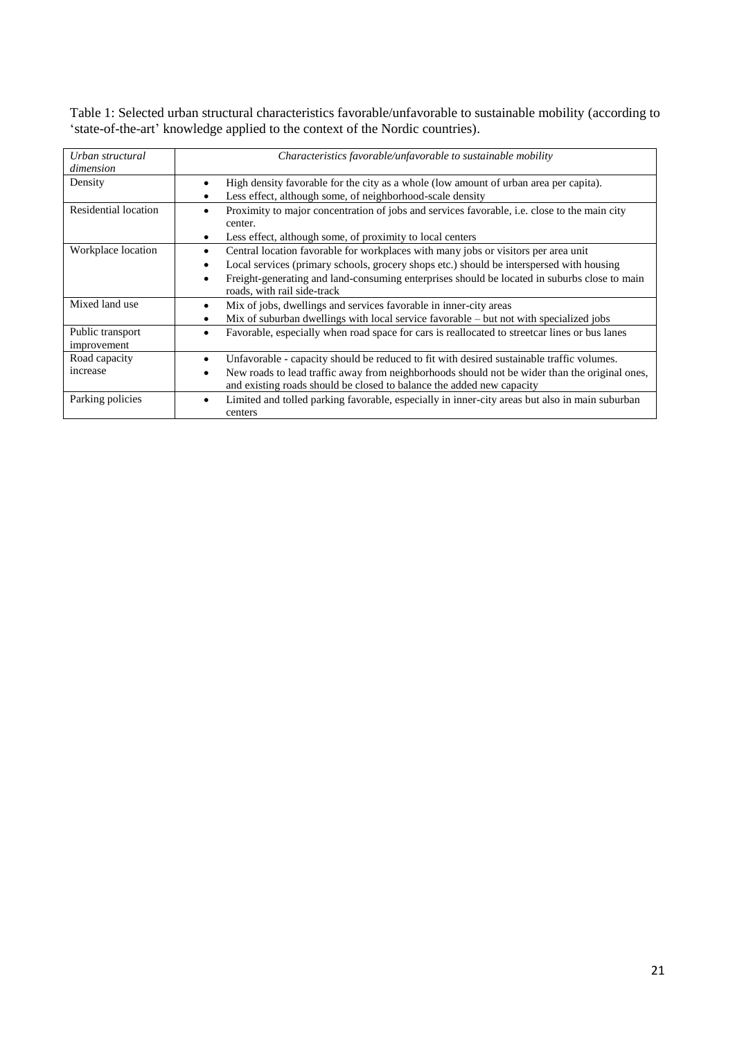Table 1: Selected urban structural characteristics favorable/unfavorable to sustainable mobility (according to 'state-of-the-art' knowledge applied to the context of the Nordic countries).

| *Urban structural dimension* | *Characteristics favorable/unfavorable to sustainable mobility* |
|---|---|
| Density | • High density favorable for the city as a whole (low amount of urban area per capita).<br>• Less effect, although some, of neighborhood-scale density |
| Residential location | • Proximity to major concentration of jobs and services favorable, i.e. close to the main city center.<br>• Less effect, although some, of proximity to local centers |
| Workplace location | • Central location favorable for workplaces with many jobs or visitors per area unit<br>• Local services (primary schools, grocery shops etc.) should be interspersed with housing<br>• Freight-generating and land-consuming enterprises should be located in suburbs close to main roads, with rail side-track |
| Mixed land use | • Mix of jobs, dwellings and services favorable in inner-city areas<br>• Mix of suburban dwellings with local service favorable – but not with specialized jobs |
| Public transport improvement | • Favorable, especially when road space for cars is reallocated to streetcar lines or bus lanes |
| Road capacity increase | • Unfavorable - capacity should be reduced to fit with desired sustainable traffic volumes.<br>• New roads to lead traffic away from neighborhoods should not be wider than the original ones, and existing roads should be closed to balance the added new capacity |
| Parking policies | • Limited and tolled parking favorable, especially in inner-city areas but also in main suburban centers |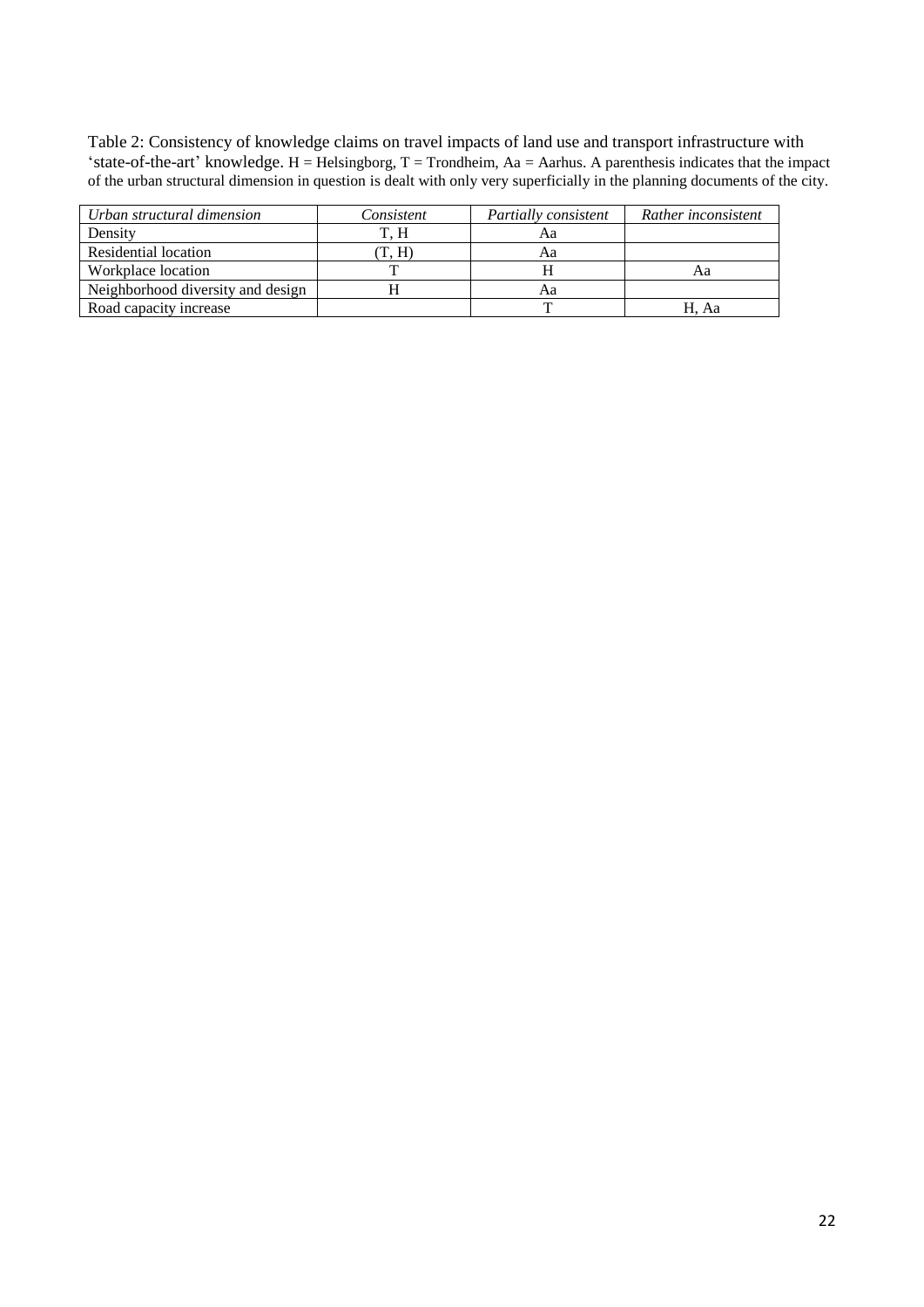Table 2: Consistency of knowledge claims on travel impacts of land use and transport infrastructure with 'state-of-the-art' knowledge. H = Helsingborg, T = Trondheim, Aa = Aarhus. A parenthesis indicates that the impact of the urban structural dimension in question is dealt with only very superficially in the planning documents of the city.

| *Urban structural dimension* | *Consistent* | *Partially consistent* | *Rather inconsistent* |
|---|---|---|---|
| Density | T, H | Aa | |
| Residential location | (T, H) | Aa | |
| Workplace location | T | H | Aa |
| Neighborhood diversity and design | H | Aa | |
| Road capacity increase | | T | H, Aa |